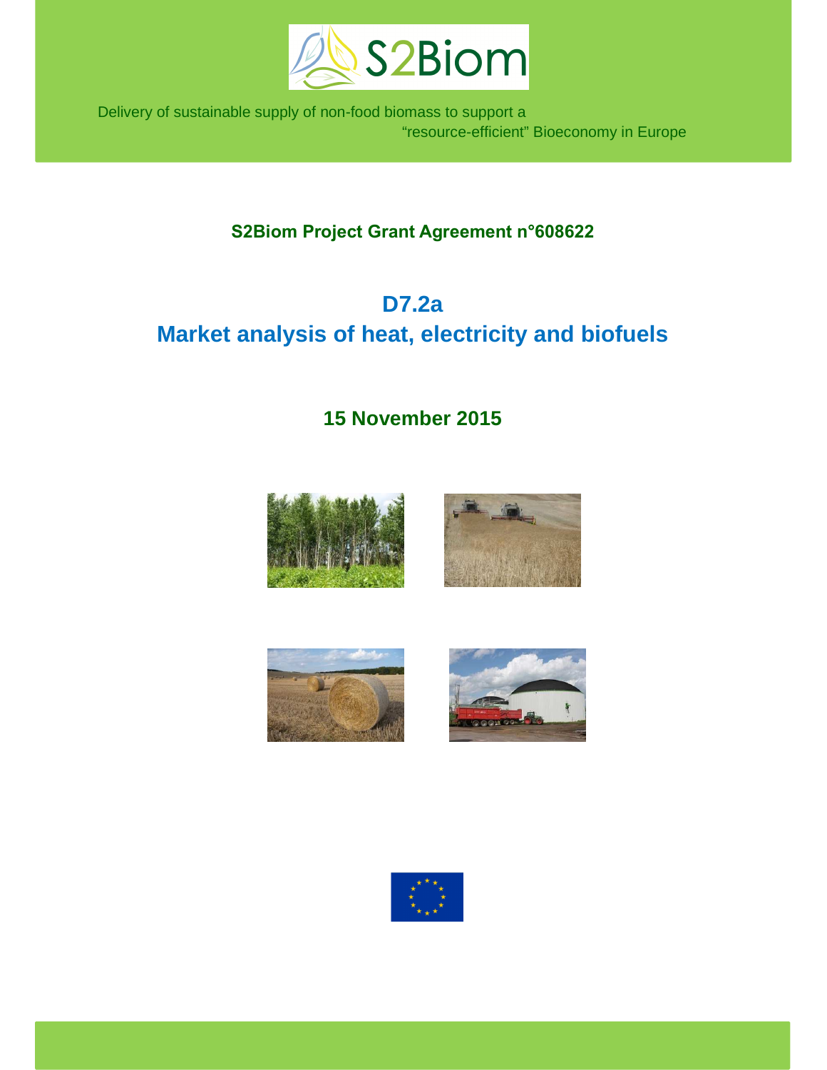S2Biom

Delivery of sustainable supply of non-food biomass to support a "resource-efficient" Bioeconomy in Europe

**S2Biom Project Grant Agreement n°608622**

# D7.2a
# Market analysis of heat, electricity and biofuels

## 15 November 2015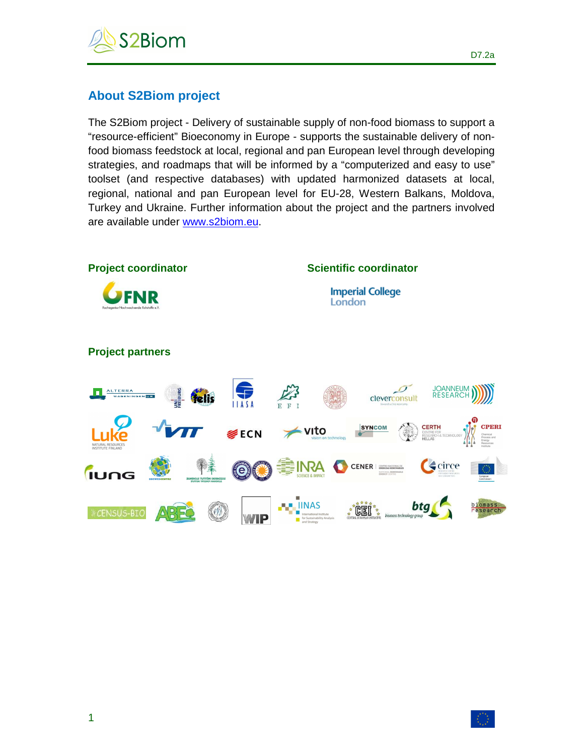## About S2Biom project

The S2Biom project - Delivery of sustainable supply of non-food biomass to support a "resource-efficient" Bioeconomy in Europe - supports the sustainable delivery of non-food biomass feedstock at local, regional and pan European level through developing strategies, and roadmaps that will be informed by a "computerized and easy to use" toolset (and respective databases) with updated harmonized datasets at local, regional, national and pan European level for EU-28, Western Balkans, Moldova, Turkey and Ukraine. Further information about the project and the partners involved are available under www.s2biom.eu.

**Project coordinator**

**Scientific coordinator**

**Project partners**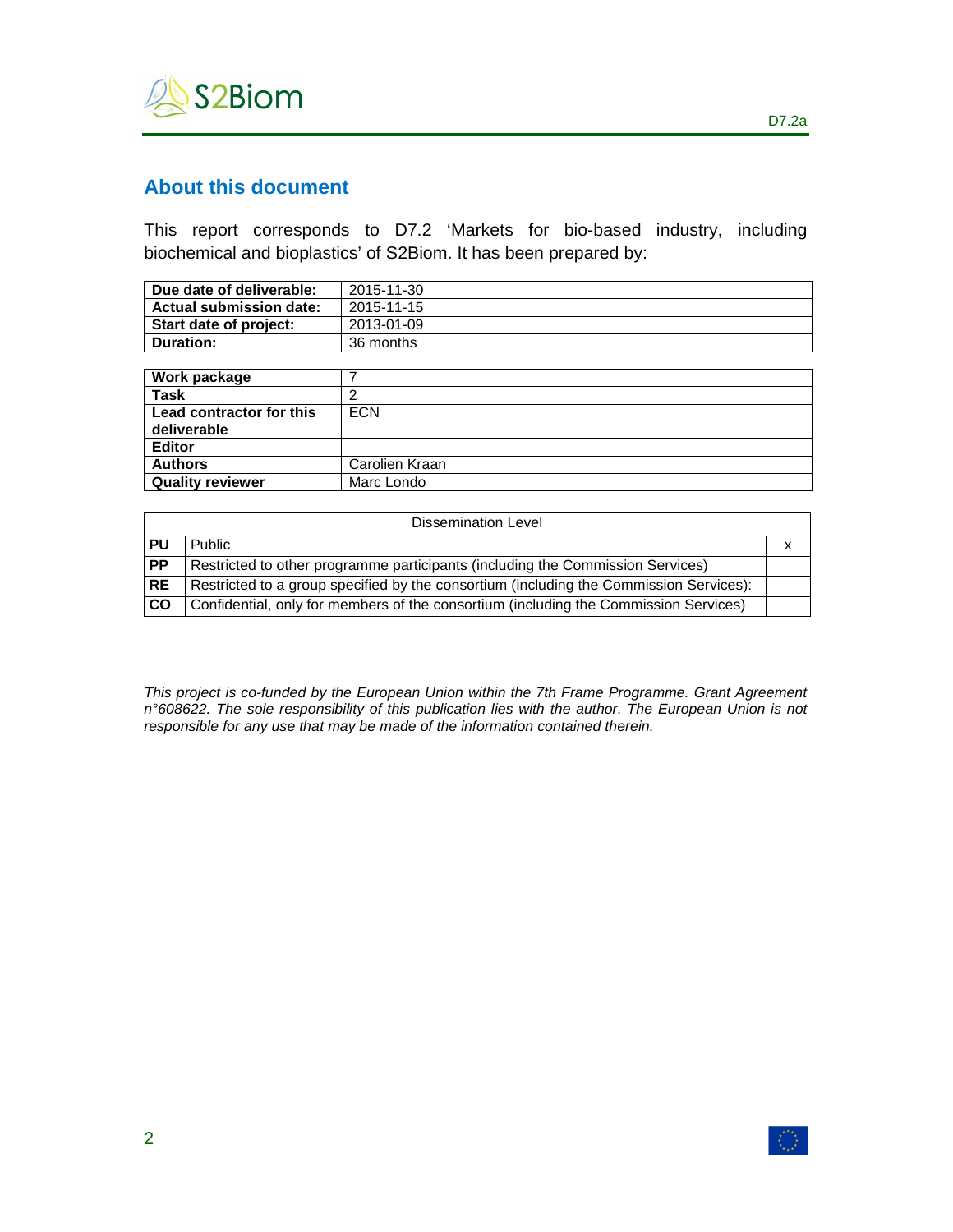## About this document

This report corresponds to D7.2 'Markets for bio-based industry, including biochemical and bioplastics' of S2Biom. It has been prepared by:

| | |
|---|---|
| **Due date of deliverable:** | 2015-11-30 |
| **Actual submission date:** | 2015-11-15 |
| **Start date of project:** | 2013-01-09 |
| **Duration:** | 36 months |

| | |
|---|---|
| **Work package** | 7 |
| **Task** | 2 |
| **Lead contractor for this deliverable** | ECN |
| **Editor** | |
| **Authors** | Carolien Kraan |
| **Quality reviewer** | Marc Londo |

| Dissemination Level | | |
|---|---|---|
| **PU** | Public | x |
| **PP** | Restricted to other programme participants (including the Commission Services) | |
| **RE** | Restricted to a group specified by the consortium (including the Commission Services): | |
| **CO** | Confidential, only for members of the consortium (including the Commission Services) | |

*This project is co-funded by the European Union within the 7th Frame Programme. Grant Agreement n°608622. The sole responsibility of this publication lies with the author. The European Union is not responsible for any use that may be made of the information contained therein.*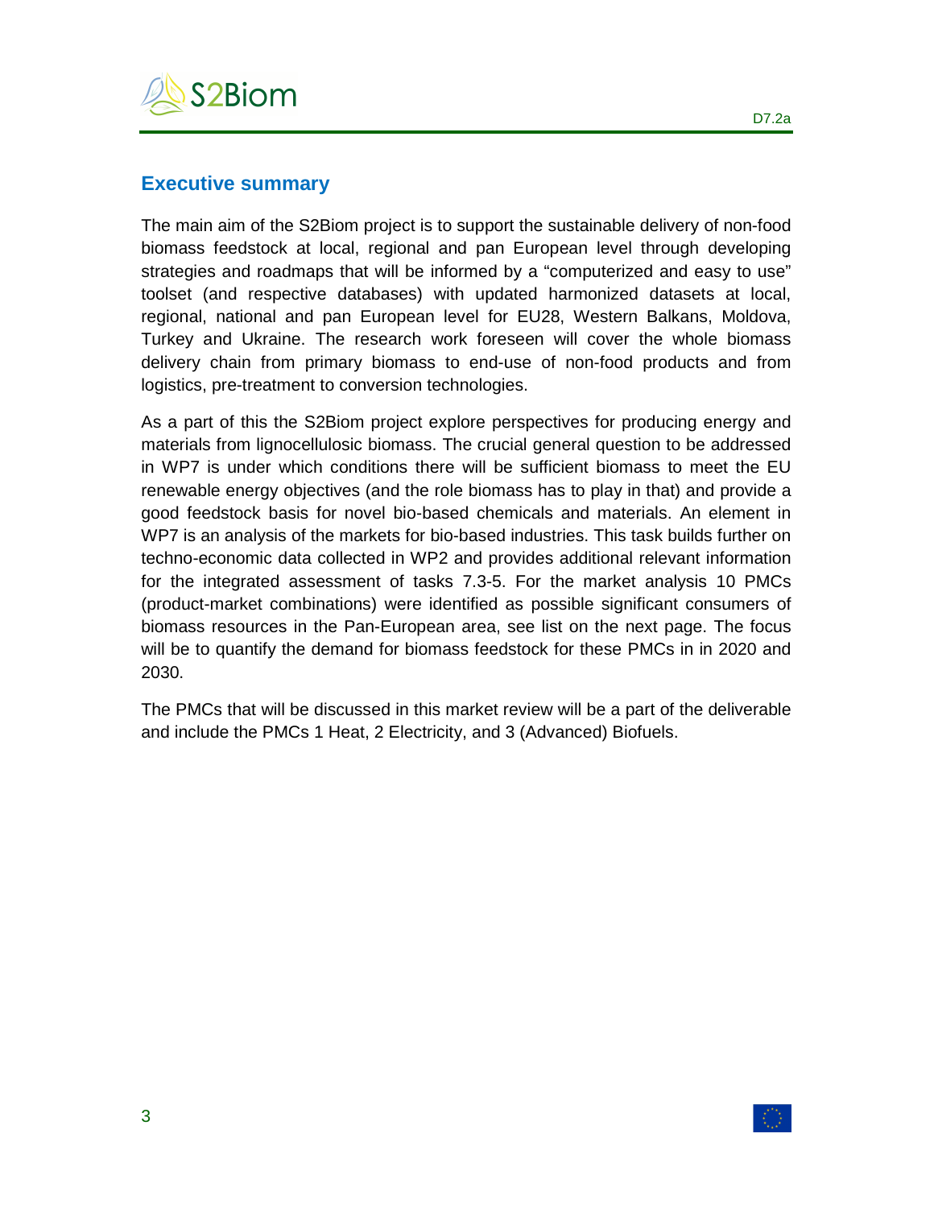## Executive summary

The main aim of the S2Biom project is to support the sustainable delivery of non-food biomass feedstock at local, regional and pan European level through developing strategies and roadmaps that will be informed by a "computerized and easy to use" toolset (and respective databases) with updated harmonized datasets at local, regional, national and pan European level for EU28, Western Balkans, Moldova, Turkey and Ukraine. The research work foreseen will cover the whole biomass delivery chain from primary biomass to end-use of non-food products and from logistics, pre-treatment to conversion technologies.

As a part of this the S2Biom project explore perspectives for producing energy and materials from lignocellulosic biomass. The crucial general question to be addressed in WP7 is under which conditions there will be sufficient biomass to meet the EU renewable energy objectives (and the role biomass has to play in that) and provide a good feedstock basis for novel bio-based chemicals and materials. An element in WP7 is an analysis of the markets for bio-based industries. This task builds further on techno-economic data collected in WP2 and provides additional relevant information for the integrated assessment of tasks 7.3-5. For the market analysis 10 PMCs (product-market combinations) were identified as possible significant consumers of biomass resources in the Pan-European area, see list on the next page. The focus will be to quantify the demand for biomass feedstock for these PMCs in in 2020 and 2030.

The PMCs that will be discussed in this market review will be a part of the deliverable and include the PMCs 1 Heat, 2 Electricity, and 3 (Advanced) Biofuels.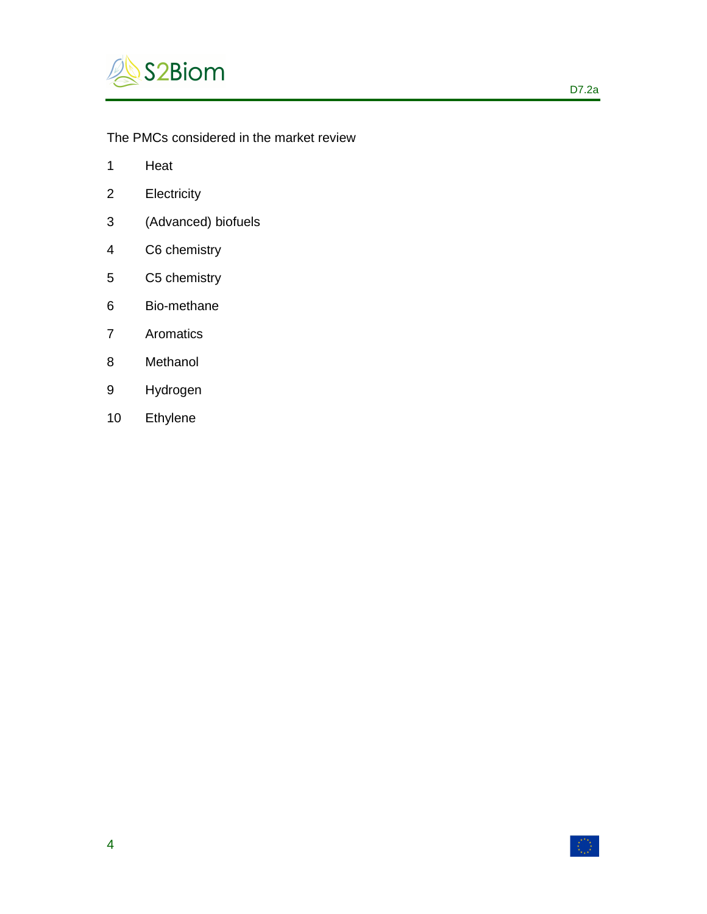The PMCs considered in the market review

1. Heat
2. Electricity
3. (Advanced) biofuels
4. C6 chemistry
5. C5 chemistry
6. Bio-methane
7. Aromatics
8. Methanol
9. Hydrogen
10. Ethylene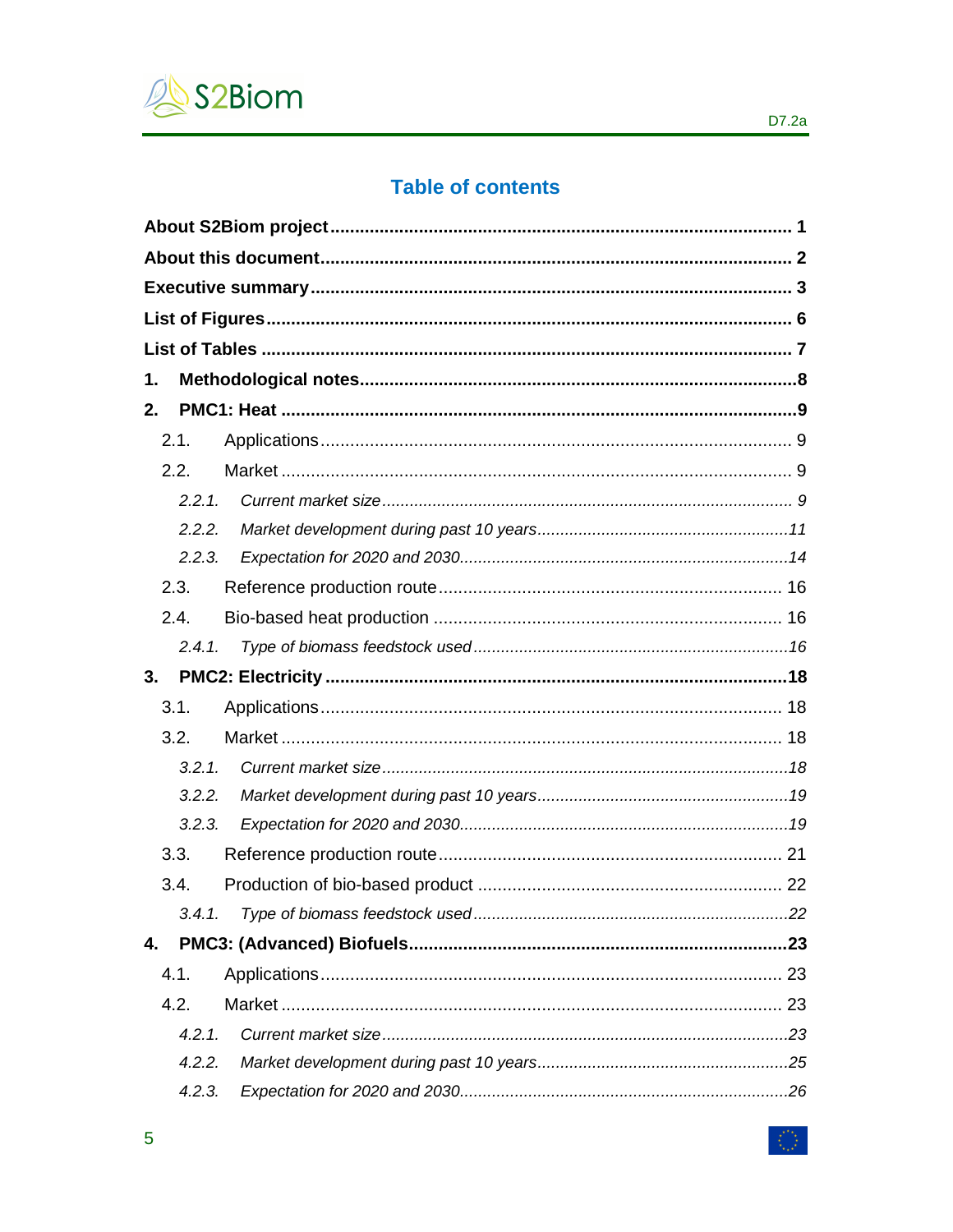# Table of contents

**About S2Biom project** .......... **1**

**About this document** .......... **2**

**Executive summary** .......... **3**

**List of Figures** .......... **6**

**List of Tables** .......... **7**

**1. Methodological notes** .......... **8**

**2. PMC1: Heat** .......... **9**

- 2.1. Applications .......... 9
- 2.2. Market .......... 9
  - *2.2.1. Current market size .......... 9*
  - *2.2.2. Market development during past 10 years .......... 11*
  - *2.2.3. Expectation for 2020 and 2030 .......... 14*
- 2.3. Reference production route .......... 16
- 2.4. Bio-based heat production .......... 16
  - *2.4.1. Type of biomass feedstock used .......... 16*

**3. PMC2: Electricity** .......... **18**

- 3.1. Applications .......... 18
- 3.2. Market .......... 18
  - *3.2.1. Current market size .......... 18*
  - *3.2.2. Market development during past 10 years .......... 19*
  - *3.2.3. Expectation for 2020 and 2030 .......... 19*
- 3.3. Reference production route .......... 21
- 3.4. Production of bio-based product .......... 22
  - *3.4.1. Type of biomass feedstock used .......... 22*

**4. PMC3: (Advanced) Biofuels** .......... **23**

- 4.1. Applications .......... 23
- 4.2. Market .......... 23
  - *4.2.1. Current market size .......... 23*
  - *4.2.2. Market development during past 10 years .......... 25*
  - *4.2.3. Expectation for 2020 and 2030 .......... 26*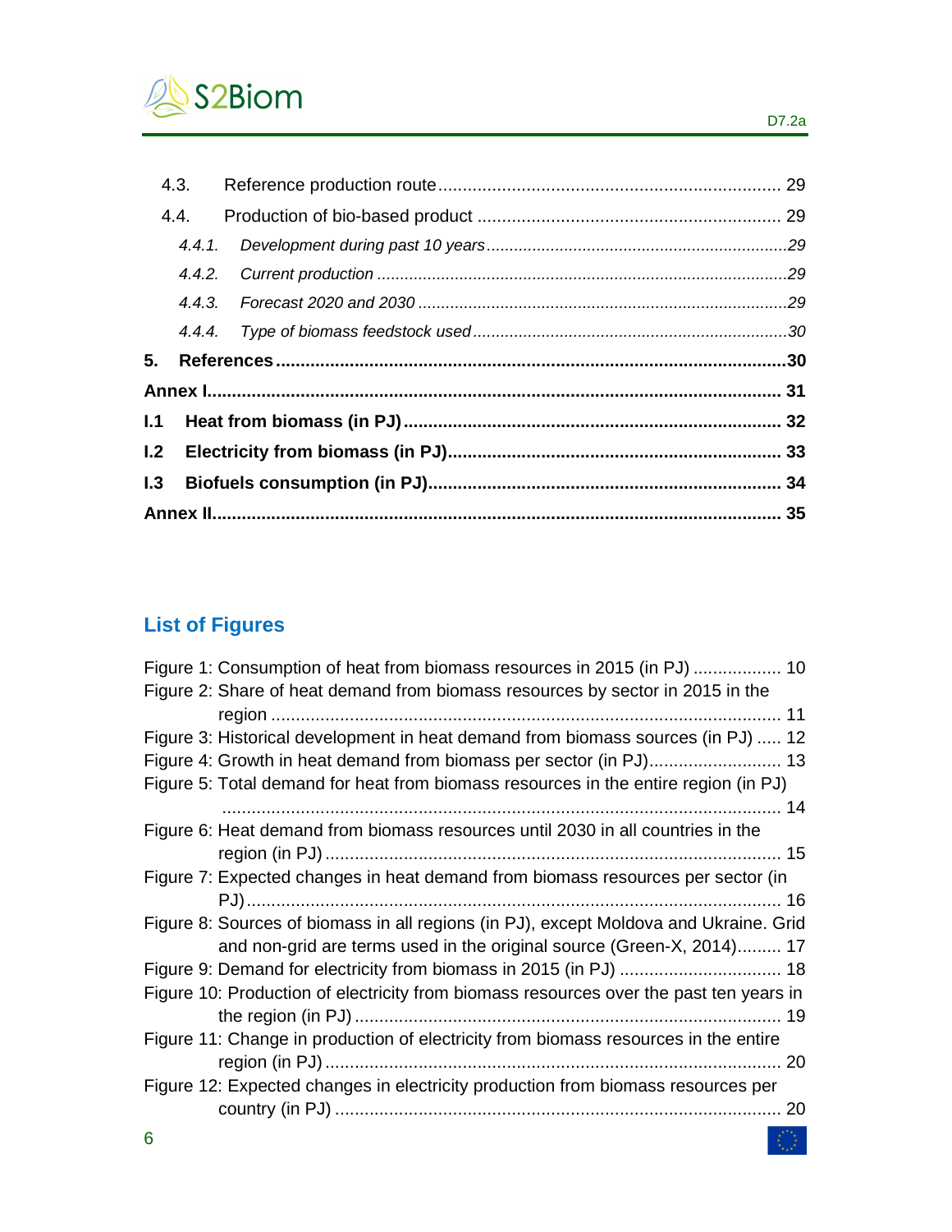4.3. Reference production route ..................................................................... 29

4.4. Production of bio-based product ............................................................ 29

*4.4.1. Development during past 10 years ...............................................................29*

*4.4.2. Current production .......................................................................................29*

*4.4.3. Forecast 2020 and 2030 ...............................................................................29*

*4.4.4. Type of biomass feedstock used ...................................................................30*

**5. References ......................................................................................................30**

**Annex I................................................................................................................. 31**

**I.1 Heat from biomass (in PJ) ........................................................................... 32**

**I.2 Electricity from biomass (in PJ).................................................................. 33**

**I.3 Biofuels consumption (in PJ)...................................................................... 34**

**Annex II................................................................................................................. 35**

## List of Figures

Figure 1: Consumption of heat from biomass resources in 2015 (in PJ) ................. 10

Figure 2: Share of heat demand from biomass resources by sector in 2015 in the region ...................................................................................................... 11

Figure 3: Historical development in heat demand from biomass sources (in PJ) ..... 12

Figure 4: Growth in heat demand from biomass per sector (in PJ).......................... 13

Figure 5: Total demand for heat from biomass resources in the entire region (in PJ) ................................................................................................................ 14

Figure 6: Heat demand from biomass resources until 2030 in all countries in the region (in PJ) ........................................................................................... 15

Figure 7: Expected changes in heat demand from biomass resources per sector (in PJ)........................................................................................................... 16

Figure 8: Sources of biomass in all regions (in PJ), except Moldova and Ukraine. Grid and non-grid are terms used in the original source (Green-X, 2014)......... 17

Figure 9: Demand for electricity from biomass in 2015 (in PJ) ................................ 18

Figure 10: Production of electricity from biomass resources over the past ten years in the region (in PJ) ..................................................................................... 19

Figure 11: Change in production of electricity from biomass resources in the entire region (in PJ) ........................................................................................... 20

Figure 12: Expected changes in electricity production from biomass resources per country (in PJ) .......................................................................................... 20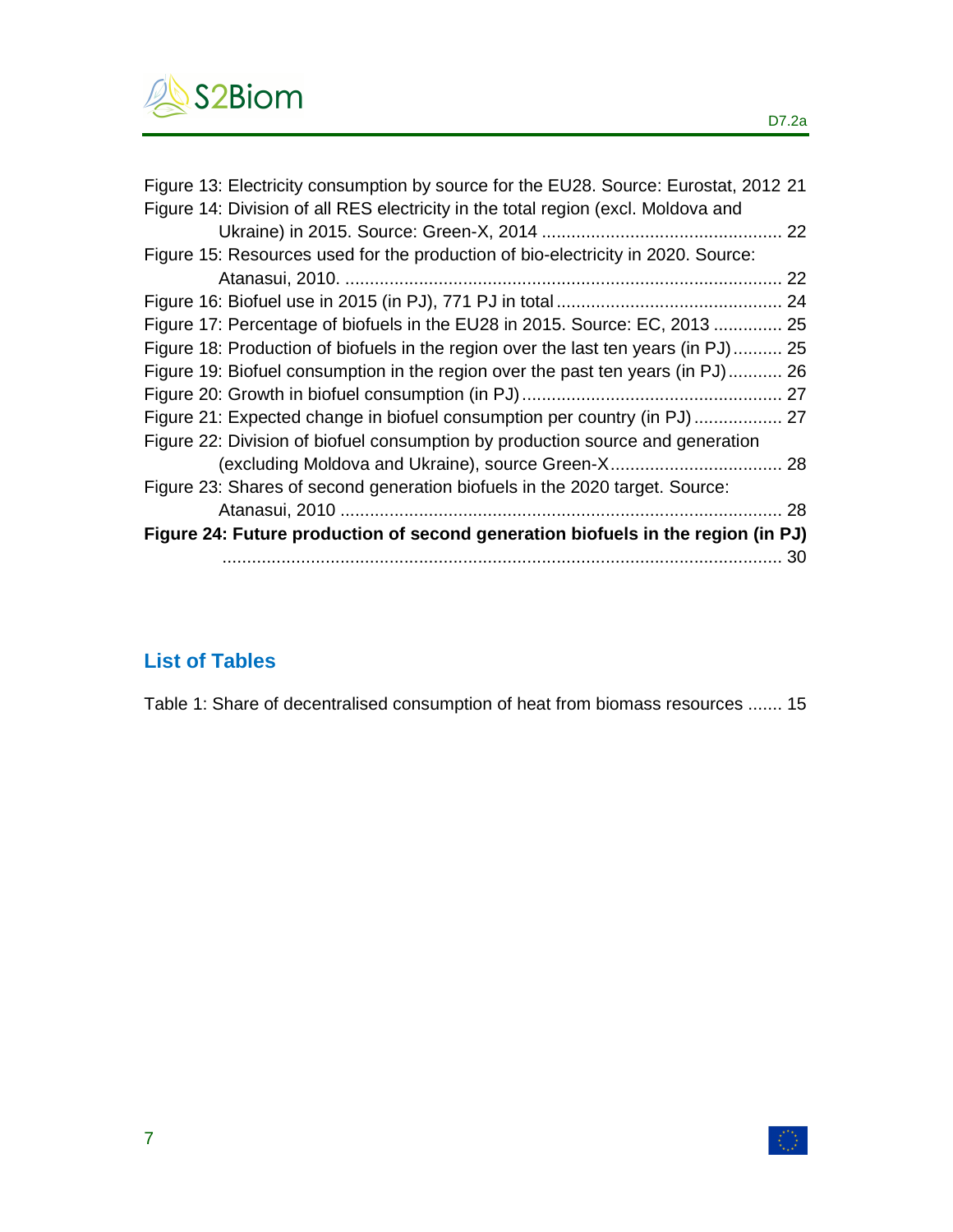Figure 13: Electricity consumption by source for the EU28. Source: Eurostat, 2012 21

Figure 14: Division of all RES electricity in the total region (excl. Moldova and Ukraine) in 2015. Source: Green-X, 2014 ................................................ 22

Figure 15: Resources used for the production of bio-electricity in 2020. Source: Atanasui, 2010. ......................................................................................... 22

Figure 16: Biofuel use in 2015 (in PJ), 771 PJ in total ............................................. 24

Figure 17: Percentage of biofuels in the EU28 in 2015. Source: EC, 2013 .............. 25

Figure 18: Production of biofuels in the region over the last ten years (in PJ).......... 25

Figure 19: Biofuel consumption in the region over the past ten years (in PJ)........... 26

Figure 20: Growth in biofuel consumption (in PJ) .................................................... 27

Figure 21: Expected change in biofuel consumption per country (in PJ) ................. 27

Figure 22: Division of biofuel consumption by production source and generation (excluding Moldova and Ukraine), source Green-X.................................. 28

Figure 23: Shares of second generation biofuels in the 2020 target. Source: Atanasui, 2010 .......................................................................................... 28

**Figure 24: Future production of second generation biofuels in the region (in PJ) .................................................................................................................. 30**

## List of Tables

Table 1: Share of decentralised consumption of heat from biomass resources ....... 15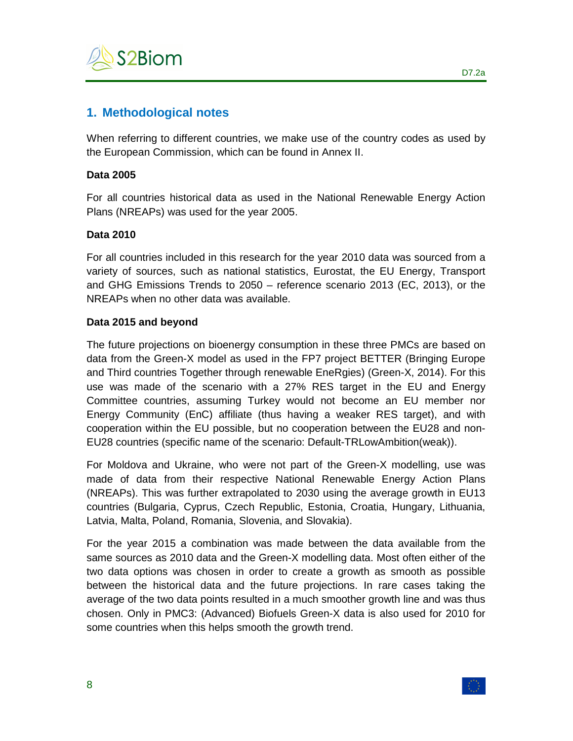# 1. Methodological notes

When referring to different countries, we make use of the country codes as used by the European Commission, which can be found in Annex II.

**Data 2005**

For all countries historical data as used in the National Renewable Energy Action Plans (NREAPs) was used for the year 2005.

**Data 2010**

For all countries included in this research for the year 2010 data was sourced from a variety of sources, such as national statistics, Eurostat, the EU Energy, Transport and GHG Emissions Trends to 2050 – reference scenario 2013 (EC, 2013), or the NREAPs when no other data was available.

**Data 2015 and beyond**

The future projections on bioenergy consumption in these three PMCs are based on data from the Green-X model as used in the FP7 project BETTER (Bringing Europe and Third countries Together through renewable EneRgies) (Green-X, 2014). For this use was made of the scenario with a 27% RES target in the EU and Energy Committee countries, assuming Turkey would not become an EU member nor Energy Community (EnC) affiliate (thus having a weaker RES target), and with cooperation within the EU possible, but no cooperation between the EU28 and non-EU28 countries (specific name of the scenario: Default-TRLowAmbition(weak)).

For Moldova and Ukraine, who were not part of the Green-X modelling, use was made of data from their respective National Renewable Energy Action Plans (NREAPs). This was further extrapolated to 2030 using the average growth in EU13 countries (Bulgaria, Cyprus, Czech Republic, Estonia, Croatia, Hungary, Lithuania, Latvia, Malta, Poland, Romania, Slovenia, and Slovakia).

For the year 2015 a combination was made between the data available from the same sources as 2010 data and the Green-X modelling data. Most often either of the two data options was chosen in order to create a growth as smooth as possible between the historical data and the future projections. In rare cases taking the average of the two data points resulted in a much smoother growth line and was thus chosen. Only in PMC3: (Advanced) Biofuels Green-X data is also used for 2010 for some countries when this helps smooth the growth trend.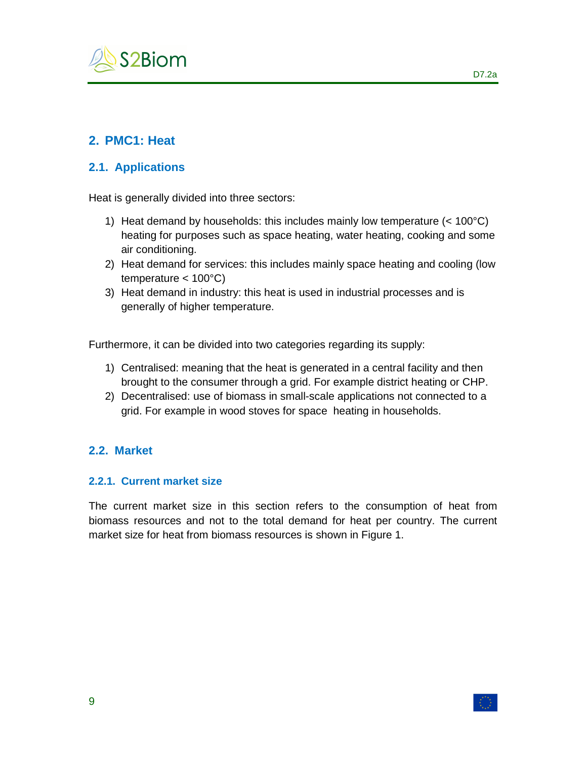## 2. PMC1: Heat

### 2.1. Applications

Heat is generally divided into three sectors:

1) Heat demand by households: this includes mainly low temperature (< 100°C) heating for purposes such as space heating, water heating, cooking and some air conditioning.
2) Heat demand for services: this includes mainly space heating and cooling (low temperature < 100°C)
3) Heat demand in industry: this heat is used in industrial processes and is generally of higher temperature.

Furthermore, it can be divided into two categories regarding its supply:

1) Centralised: meaning that the heat is generated in a central facility and then brought to the consumer through a grid. For example district heating or CHP.
2) Decentralised: use of biomass in small-scale applications not connected to a grid. For example in wood stoves for space heating in households.

### 2.2. Market

#### 2.2.1. Current market size

The current market size in this section refers to the consumption of heat from biomass resources and not to the total demand for heat per country. The current market size for heat from biomass resources is shown in Figure 1.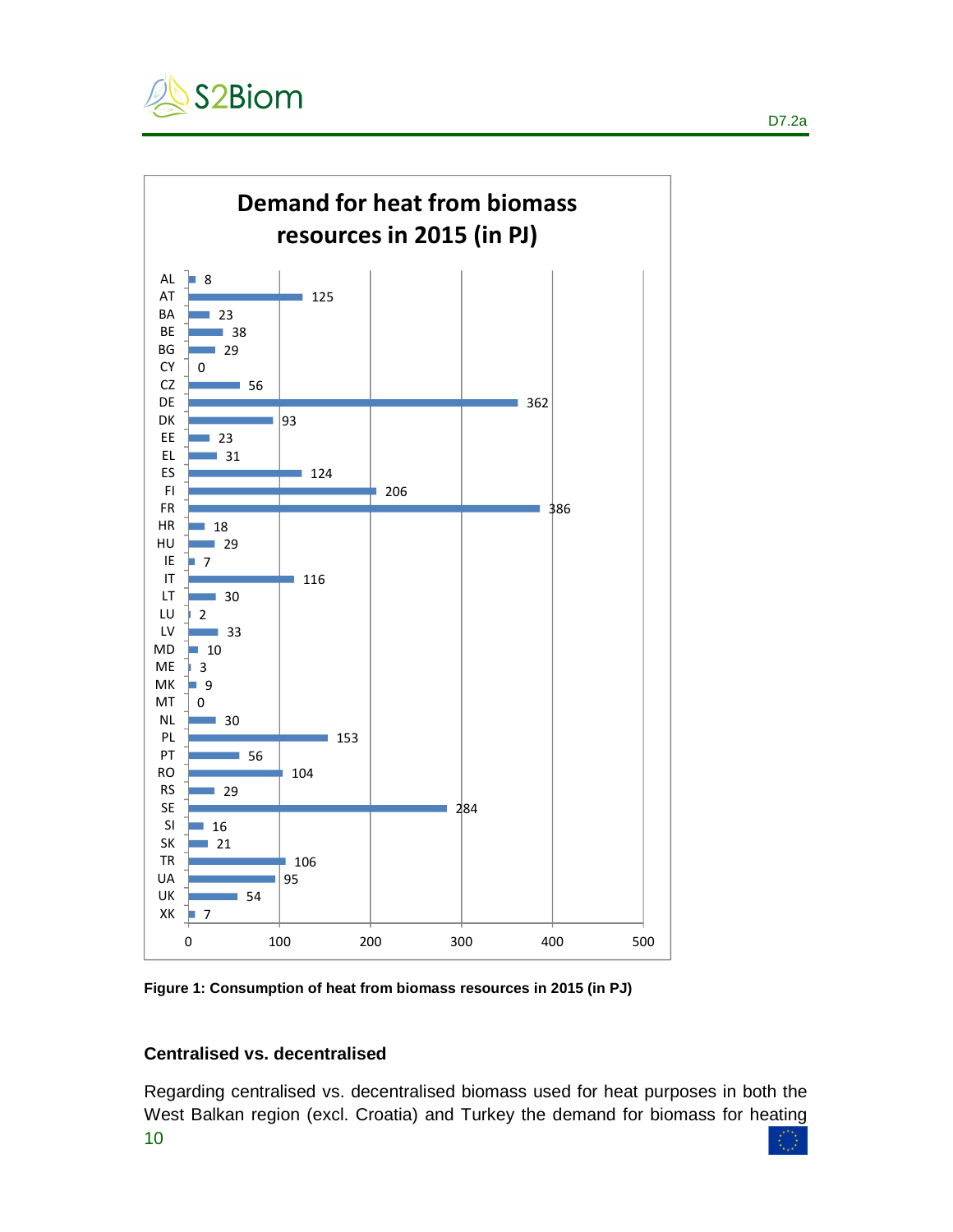**Demand for heat from biomass resources in 2015 (in PJ)**

| Country | PJ |
|---|---|
| AL | 8 |
| AT | 125 |
| BA | 23 |
| BE | 38 |
| BG | 29 |
| CY | 0 |
| CZ | 56 |
| DE | 362 |
| DK | 93 |
| EE | 23 |
| EL | 31 |
| ES | 124 |
| FI | 206 |
| FR | 386 |
| HR | 18 |
| HU | 29 |
| IE | 7 |
| IT | 116 |
| LT | 30 |
| LU | 2 |
| LV | 33 |
| MD | 10 |
| ME | 3 |
| MK | 9 |
| MT | 0 |
| NL | 30 |
| PL | 153 |
| PT | 56 |
| RO | 104 |
| RS | 29 |
| SE | 284 |
| SI | 16 |
| SK | 21 |
| TR | 106 |
| UA | 95 |
| UK | 54 |
| XK | 7 |

**Figure 1: Consumption of heat from biomass resources in 2015 (in PJ)**

### Centralised vs. decentralised

Regarding centralised vs. decentralised biomass used for heat purposes in both the West Balkan region (excl. Croatia) and Turkey the demand for biomass for heating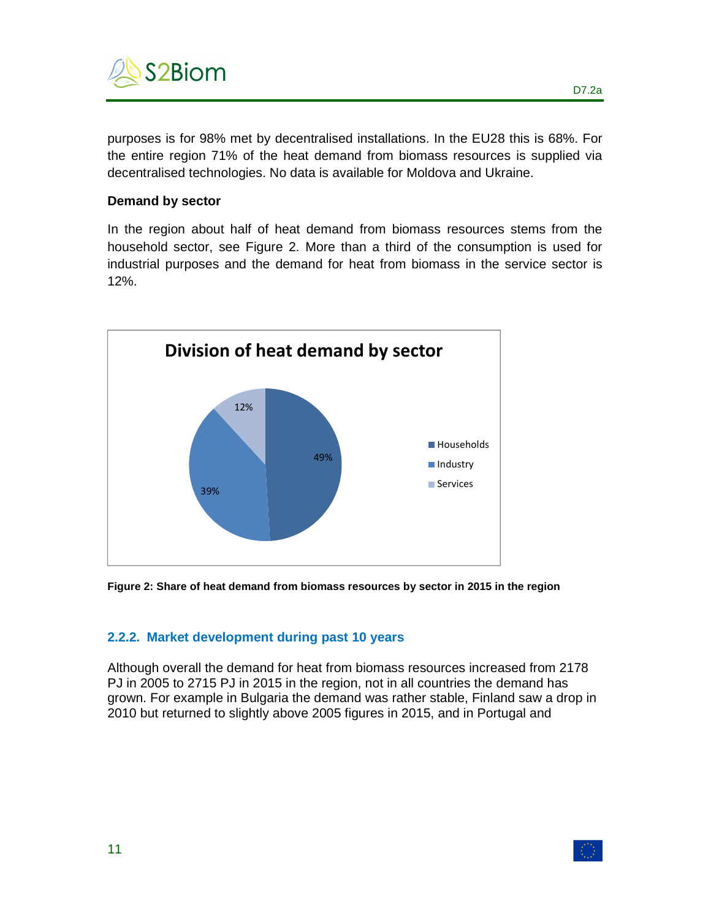purposes is for 98% met by decentralised installations. In the EU28 this is 68%. For the entire region 71% of the heat demand from biomass resources is supplied via decentralised technologies. No data is available for Moldova and Ukraine.

**Demand by sector**

In the region about half of heat demand from biomass resources stems from the household sector, see Figure 2. More than a third of the consumption is used for industrial purposes and the demand for heat from biomass in the service sector is 12%.

**Figure 2: Share of heat demand from biomass resources by sector in 2015 in the region**

### 2.2.2. Market development during past 10 years

Although overall the demand for heat from biomass resources increased from 2178 PJ in 2005 to 2715 PJ in 2015 in the region, not in all countries the demand has grown. For example in Bulgaria the demand was rather stable, Finland saw a drop in 2010 but returned to slightly above 2005 figures in 2015, and in Portugal and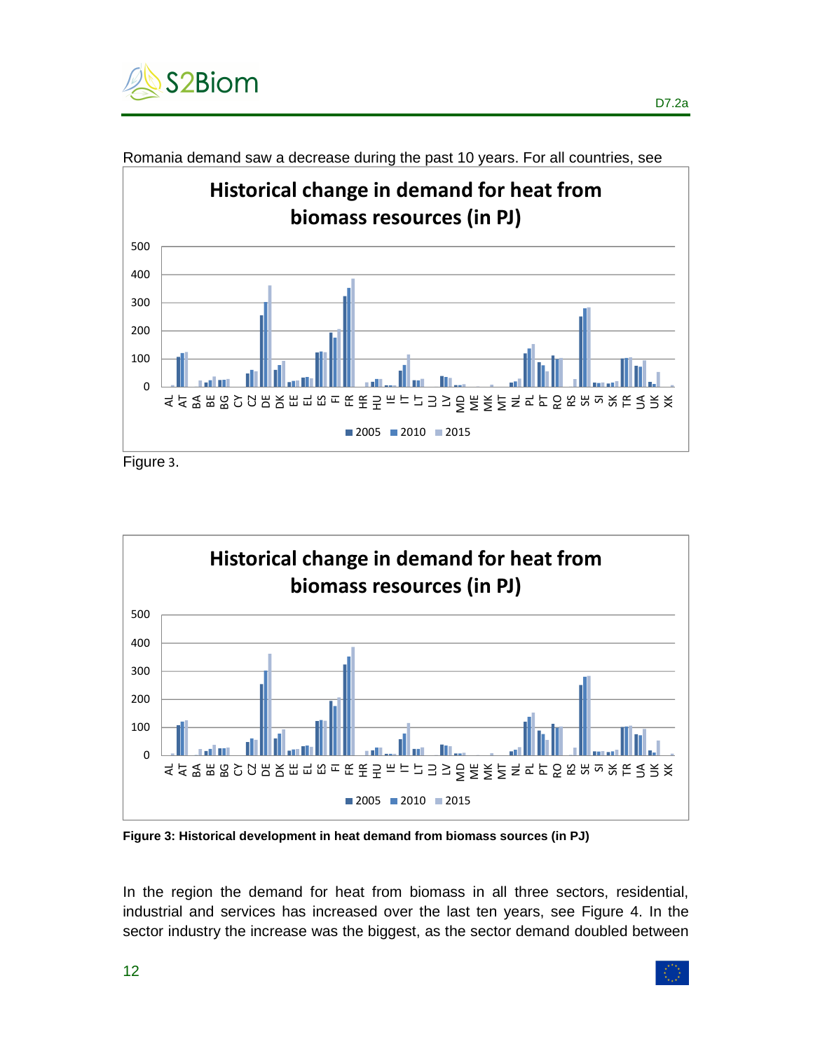Romania demand saw a decrease during the past 10 years. For all countries, see

Figure 3.

Figure 3: Historical development in heat demand from biomass sources (in PJ)

In the region the demand for heat from biomass in all three sectors, residential, industrial and services has increased over the last ten years, see Figure 4. In the sector industry the increase was the biggest, as the sector demand doubled between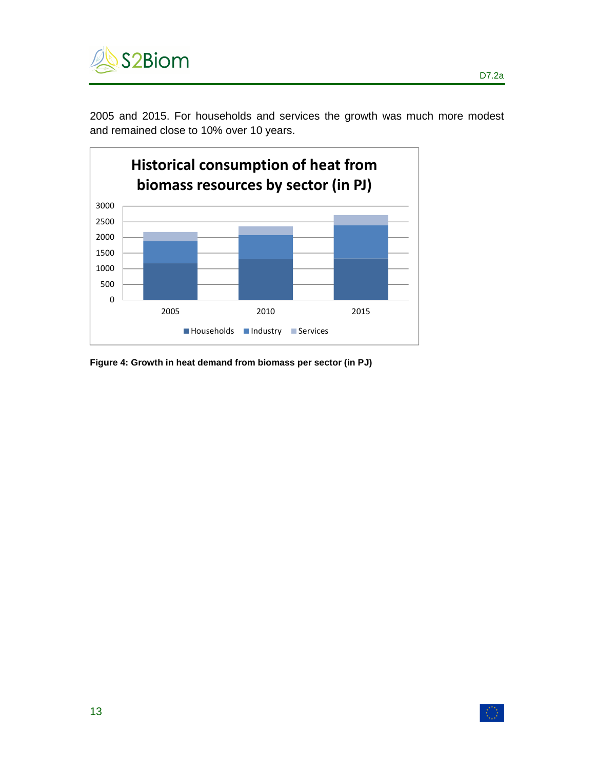2005 and 2015. For households and services the growth was much more modest and remained close to 10% over 10 years.

**Figure 4: Growth in heat demand from biomass per sector (in PJ)**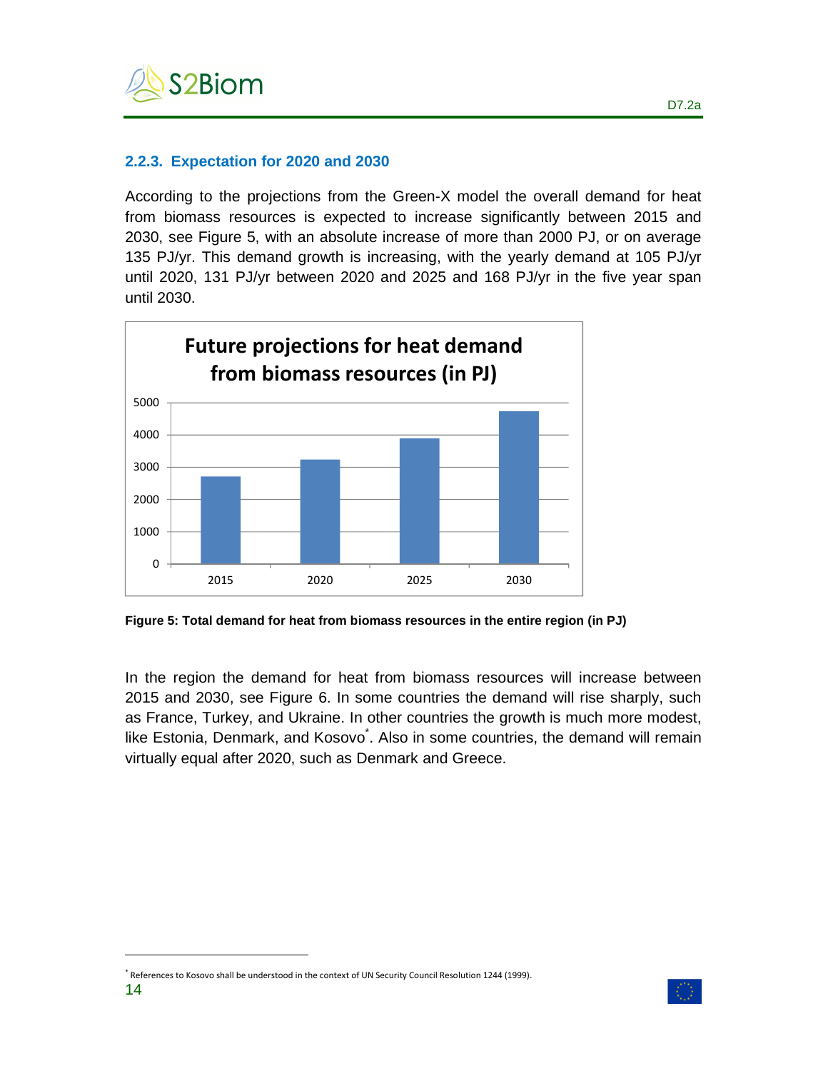### 2.2.3. Expectation for 2020 and 2030

According to the projections from the Green-X model the overall demand for heat from biomass resources is expected to increase significantly between 2015 and 2030, see Figure 5, with an absolute increase of more than 2000 PJ, or on average 135 PJ/yr. This demand growth is increasing, with the yearly demand at 105 PJ/yr until 2020, 131 PJ/yr between 2020 and 2025 and 168 PJ/yr in the five year span until 2030.

**Figure 5: Total demand for heat from biomass resources in the entire region (in PJ)**

In the region the demand for heat from biomass resources will increase between 2015 and 2030, see Figure 6. In some countries the demand will rise sharply, such as France, Turkey, and Ukraine. In other countries the growth is much more modest, like Estonia, Denmark, and Kosovo*. Also in some countries, the demand will remain virtually equal after 2020, such as Denmark and Greece.

* References to Kosovo shall be understood in the context of UN Security Council Resolution 1244 (1999).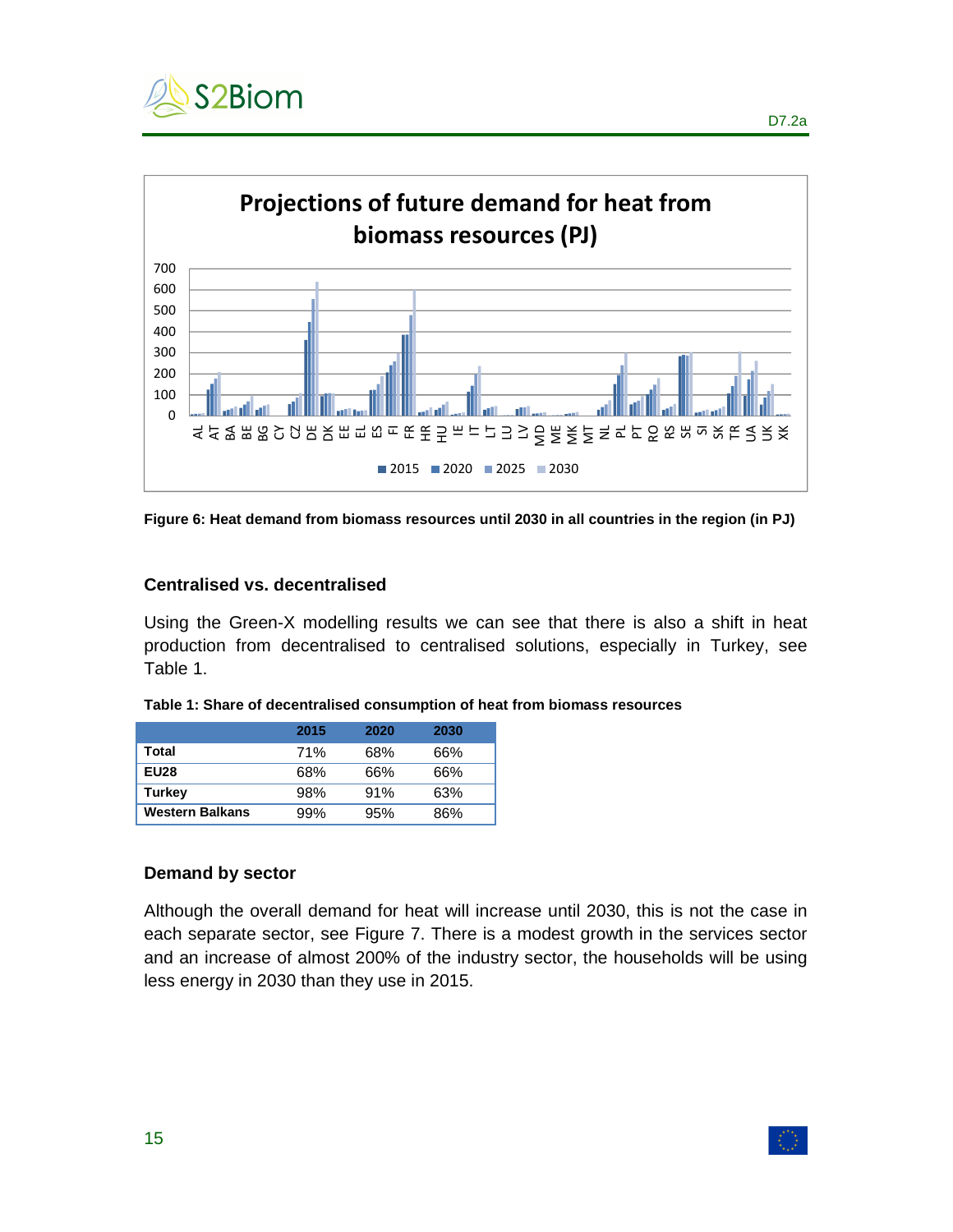Figure 6: Heat demand from biomass resources until 2030 in all countries in the region (in PJ)

### Centralised vs. decentralised

Using the Green-X modelling results we can see that there is also a shift in heat production from decentralised to centralised solutions, especially in Turkey, see Table 1.

**Table 1: Share of decentralised consumption of heat from biomass resources**

| | 2015 | 2020 | 2030 |
|---|---|---|---|
| **Total** | 71% | 68% | 66% |
| **EU28** | 68% | 66% | 66% |
| **Turkey** | 98% | 91% | 63% |
| **Western Balkans** | 99% | 95% | 86% |

### Demand by sector

Although the overall demand for heat will increase until 2030, this is not the case in each separate sector, see Figure 7. There is a modest growth in the services sector and an increase of almost 200% of the industry sector, the households will be using less energy in 2030 than they use in 2015.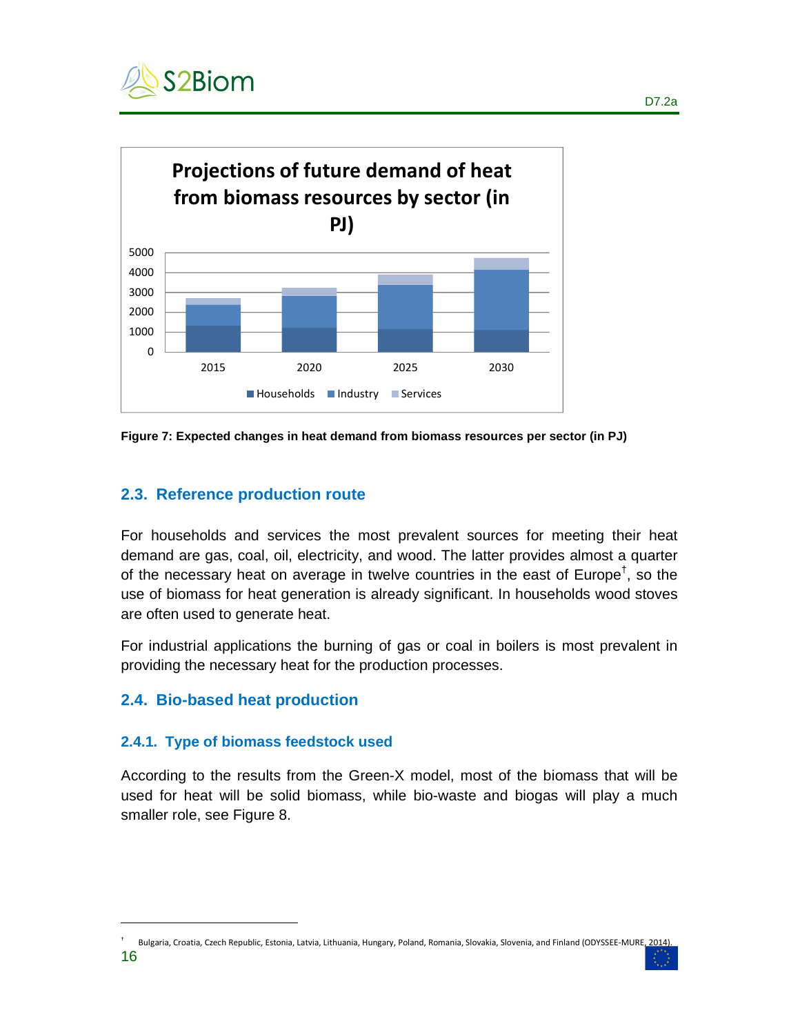**Figure 7: Expected changes in heat demand from biomass resources per sector (in PJ)**

## 2.3. Reference production route

For households and services the most prevalent sources for meeting their heat demand are gas, coal, oil, electricity, and wood. The latter provides almost a quarter of the necessary heat on average in twelve countries in the east of Europe[†], so the use of biomass for heat generation is already significant. In households wood stoves are often used to generate heat.

For industrial applications the burning of gas or coal in boilers is most prevalent in providing the necessary heat for the production processes.

## 2.4. Bio-based heat production

### 2.4.1. Type of biomass feedstock used

According to the results from the Green-X model, most of the biomass that will be used for heat will be solid biomass, while bio-waste and biogas will play a much smaller role, see Figure 8.

[†] Bulgaria, Croatia, Czech Republic, Estonia, Latvia, Lithuania, Hungary, Poland, Romania, Slovakia, Slovenia, and Finland (ODYSSEE-MURE, 2014).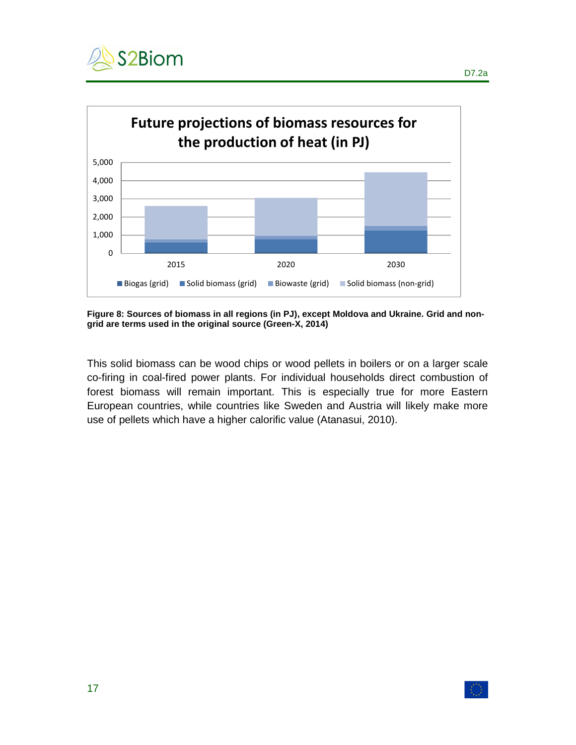**Figure 8: Sources of biomass in all regions (in PJ), except Moldova and Ukraine. Grid and non-grid are terms used in the original source (Green-X, 2014)**

This solid biomass can be wood chips or wood pellets in boilers or on a larger scale co-firing in coal-fired power plants. For individual households direct combustion of forest biomass will remain important. This is especially true for more Eastern European countries, while countries like Sweden and Austria will likely make more use of pellets which have a higher calorific value (Atanasui, 2010).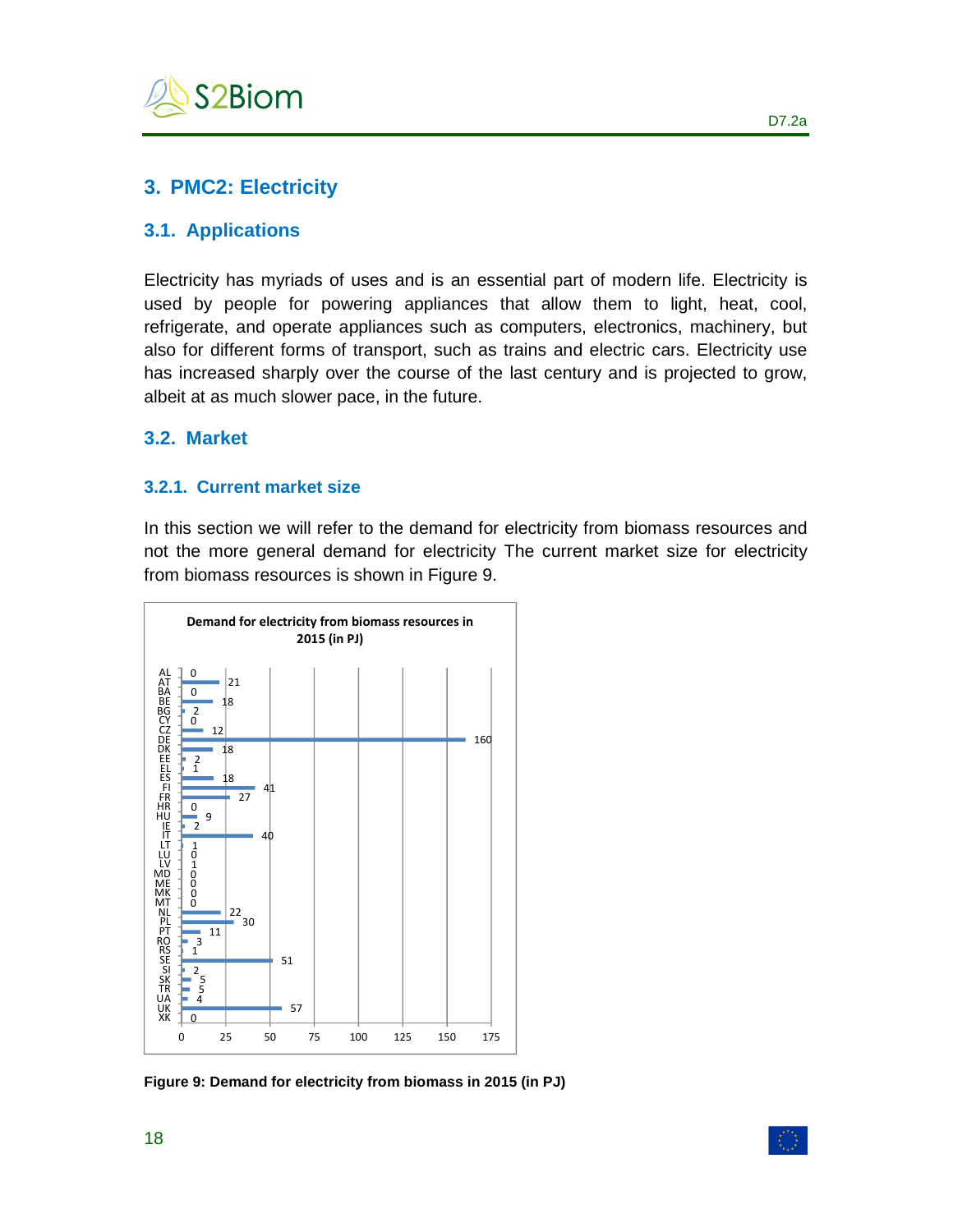## 3. PMC2: Electricity

### 3.1. Applications

Electricity has myriads of uses and is an essential part of modern life. Electricity is used by people for powering appliances that allow them to light, heat, cool, refrigerate, and operate appliances such as computers, electronics, machinery, but also for different forms of transport, such as trains and electric cars. Electricity use has increased sharply over the course of the last century and is projected to grow, albeit at as much slower pace, in the future.

### 3.2. Market

#### 3.2.1. Current market size

In this section we will refer to the demand for electricity from biomass resources and not the more general demand for electricity The current market size for electricity from biomass resources is shown in Figure 9.

**Demand for electricity from biomass resources in 2015 (in PJ)**

| Country | PJ |
|---|---|
| AL | 0 |
| AT | 21 |
| BA | 0 |
| BE | 18 |
| BG | 2 |
| CY | 0 |
| CZ | 12 |
| DE | 160 |
| DK | 18 |
| EE | 2 |
| EL | 1 |
| ES | 18 |
| FI | 41 |
| FR | 27 |
| HR | 0 |
| HU | 9 |
| IE | 2 |
| IT | 40 |
| LT | 1 |
| LU | 0 |
| LV | 1 |
| MD | 0 |
| ME | 0 |
| MK | 0 |
| MT | 0 |
| NL | 22 |
| PL | 30 |
| PT | 11 |
| RO | 3 |
| RS | 1 |
| SE | 51 |
| SI | 2 |
| SK | 5 |
| TR | 5 |
| UA | 4 |
| UK | 57 |
| XK | 0 |

**Figure 9: Demand for electricity from biomass in 2015 (in PJ)**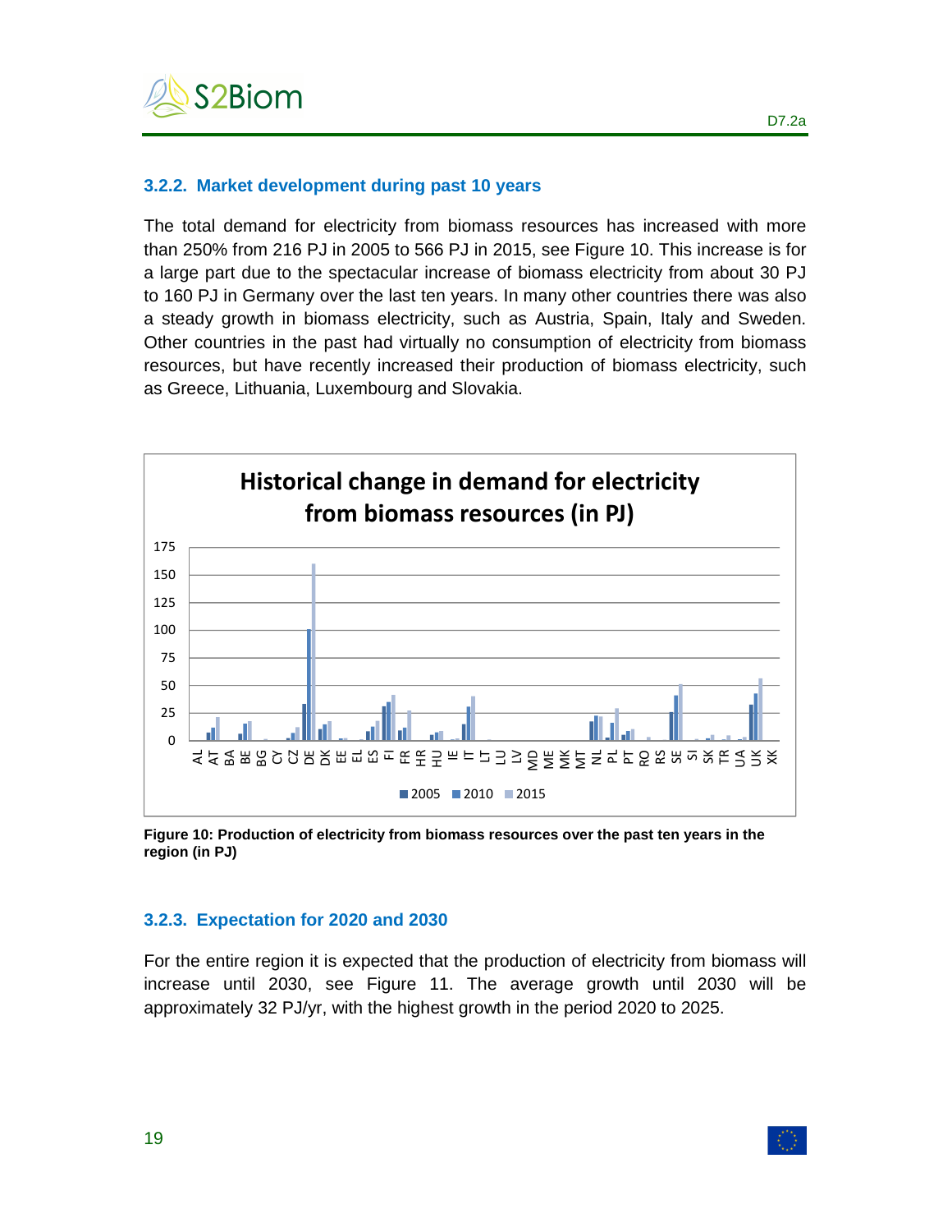### 3.2.2. Market development during past 10 years

The total demand for electricity from biomass resources has increased with more than 250% from 216 PJ in 2005 to 566 PJ in 2015, see Figure 10. This increase is for a large part due to the spectacular increase of biomass electricity from about 30 PJ to 160 PJ in Germany over the last ten years. In many other countries there was also a steady growth in biomass electricity, such as Austria, Spain, Italy and Sweden. Other countries in the past had virtually no consumption of electricity from biomass resources, but have recently increased their production of biomass electricity, such as Greece, Lithuania, Luxembourg and Slovakia.

**Figure 10: Production of electricity from biomass resources over the past ten years in the region (in PJ)**

### 3.2.3. Expectation for 2020 and 2030

For the entire region it is expected that the production of electricity from biomass will increase until 2030, see Figure 11. The average growth until 2030 will be approximately 32 PJ/yr, with the highest growth in the period 2020 to 2025.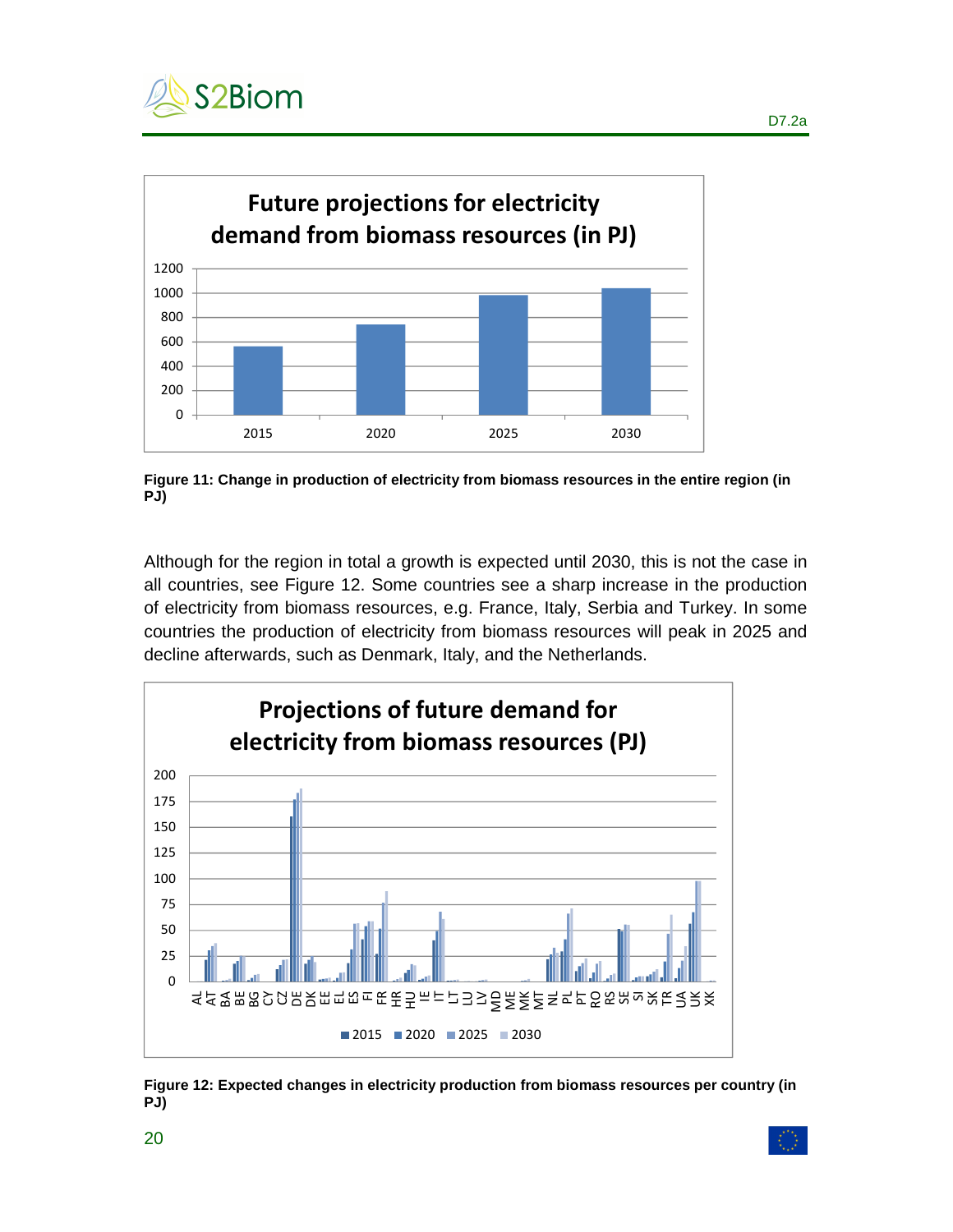**Future projections for electricity demand from biomass resources (in PJ)**

**Figure 11: Change in production of electricity from biomass resources in the entire region (in PJ)**

Although for the region in total a growth is expected until 2030, this is not the case in all countries, see Figure 12. Some countries see a sharp increase in the production of electricity from biomass resources, e.g. France, Italy, Serbia and Turkey. In some countries the production of electricity from biomass resources will peak in 2025 and decline afterwards, such as Denmark, Italy, and the Netherlands.

**Projections of future demand for electricity from biomass resources (PJ)**

**Figure 12: Expected changes in electricity production from biomass resources per country (in PJ)**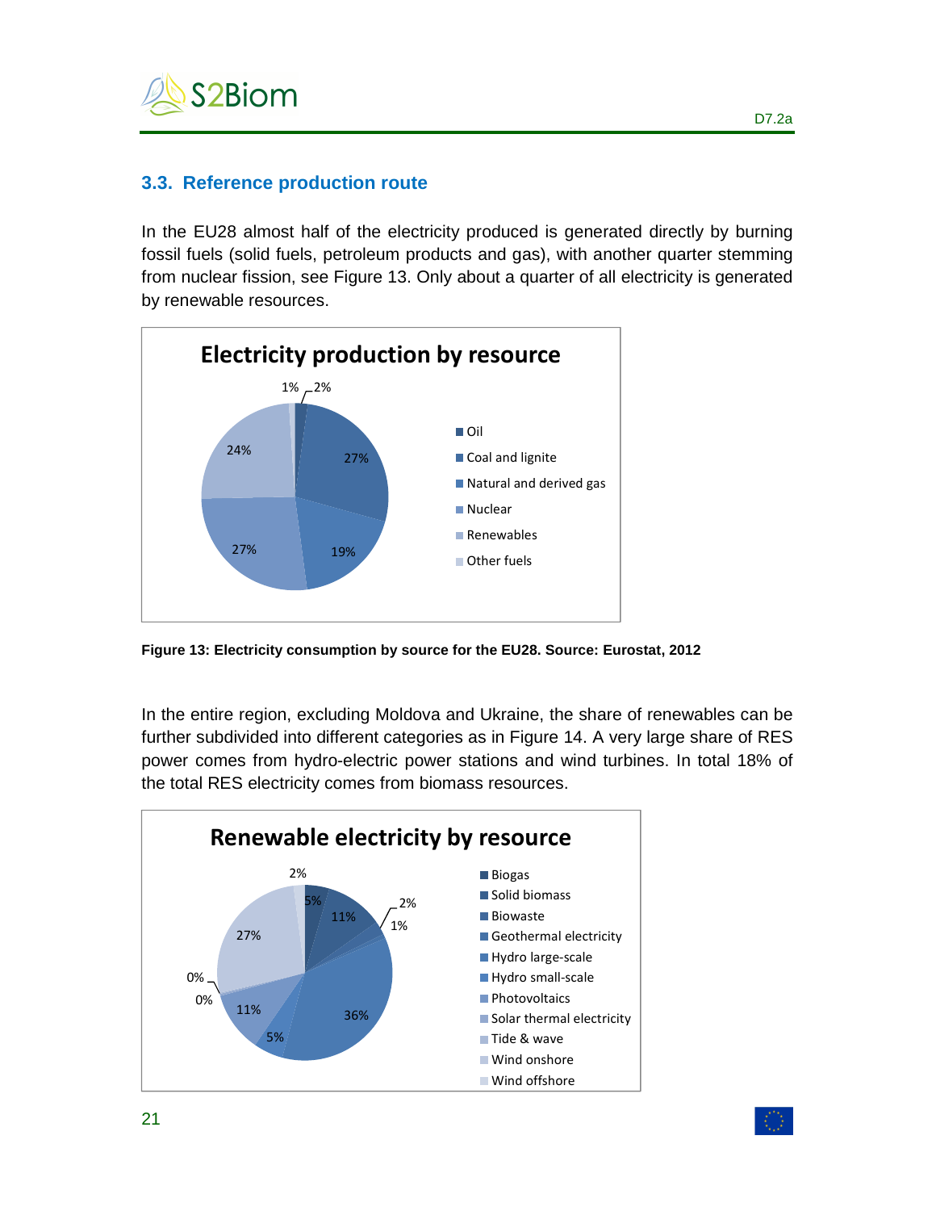### 3.3. Reference production route

In the EU28 almost half of the electricity produced is generated directly by burning fossil fuels (solid fuels, petroleum products and gas), with another quarter stemming from nuclear fission, see Figure 13. Only about a quarter of all electricity is generated by renewable resources.

**Electricity production by resource**

| Resource | Share |
|---|---|
| Oil | 2% |
| Coal and lignite | 27% |
| Natural and derived gas | 19% |
| Nuclear | 27% |
| Renewables | 24% |
| Other fuels | 1% |

**Figure 13: Electricity consumption by source for the EU28. Source: Eurostat, 2012**

In the entire region, excluding Moldova and Ukraine, the share of renewables can be further subdivided into different categories as in Figure 14. A very large share of RES power comes from hydro-electric power stations and wind turbines. In total 18% of the total RES electricity comes from biomass resources.

**Renewable electricity by resource**

| Resource | Share |
|---|---|
| Biogas | 5% |
| Solid biomass | 11% |
| Biowaste | 2% |
| Geothermal electricity | 1% |
| Hydro large-scale | 36% |
| Hydro small-scale | 5% |
| Photovoltaics | 11% |
| Solar thermal electricity | 0% |
| Tide & wave | 0% |
| Wind onshore | 27% |
| Wind offshore | 2% |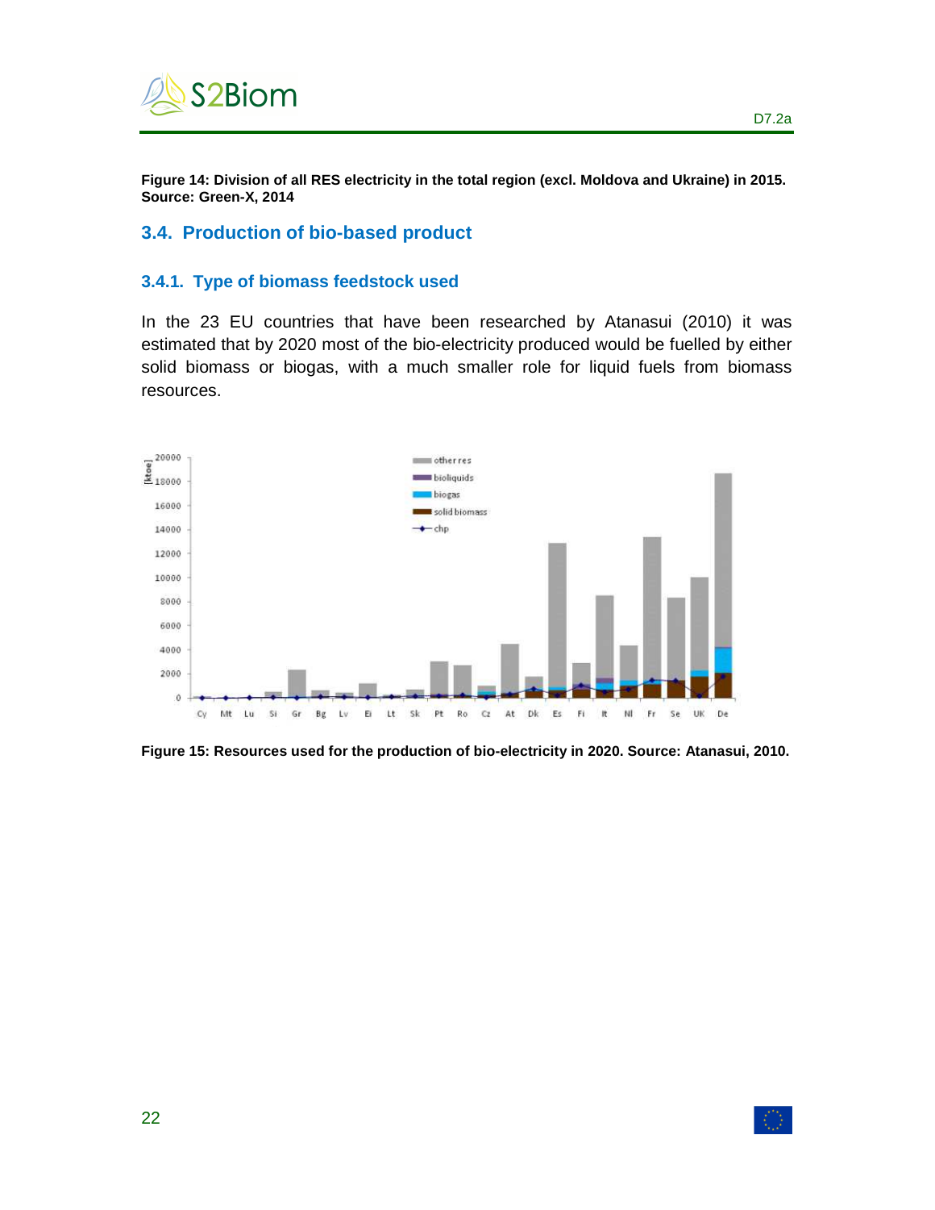**Figure 14: Division of all RES electricity in the total region (excl. Moldova and Ukraine) in 2015. Source: Green-X, 2014**

## 3.4. Production of bio-based product

### 3.4.1. Type of biomass feedstock used

In the 23 EU countries that have been researched by Atanasui (2010) it was estimated that by 2020 most of the bio-electricity produced would be fuelled by either solid biomass or biogas, with a much smaller role for liquid fuels from biomass resources.

**Figure 15: Resources used for the production of bio-electricity in 2020. Source: Atanasui, 2010.**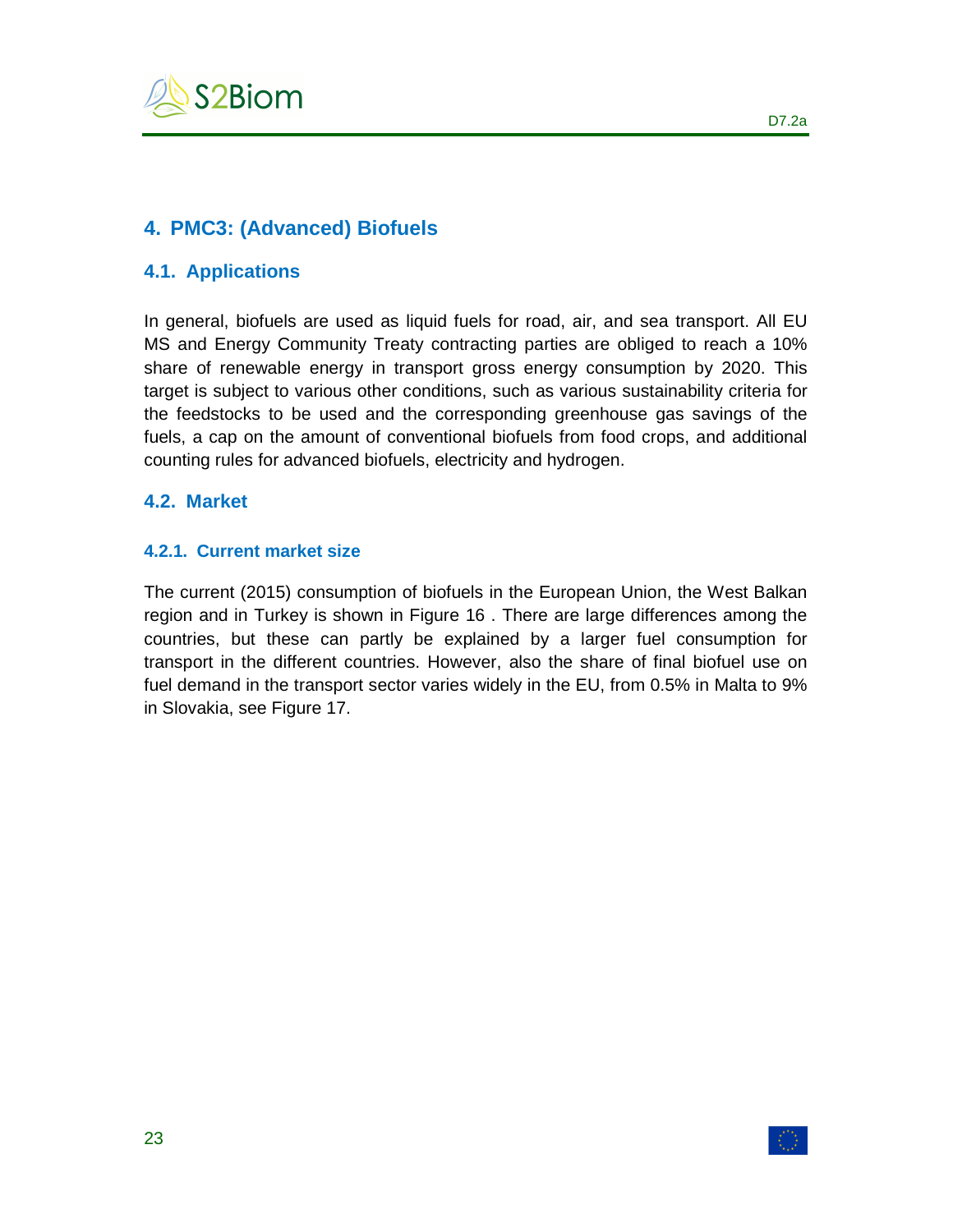# 4. PMC3: (Advanced) Biofuels

## 4.1. Applications

In general, biofuels are used as liquid fuels for road, air, and sea transport. All EU MS and Energy Community Treaty contracting parties are obliged to reach a 10% share of renewable energy in transport gross energy consumption by 2020. This target is subject to various other conditions, such as various sustainability criteria for the feedstocks to be used and the corresponding greenhouse gas savings of the fuels, a cap on the amount of conventional biofuels from food crops, and additional counting rules for advanced biofuels, electricity and hydrogen.

## 4.2. Market

### 4.2.1. Current market size

The current (2015) consumption of biofuels in the European Union, the West Balkan region and in Turkey is shown in Figure 16 . There are large differences among the countries, but these can partly be explained by a larger fuel consumption for transport in the different countries. However, also the share of final biofuel use on fuel demand in the transport sector varies widely in the EU, from 0.5% in Malta to 9% in Slovakia, see Figure 17.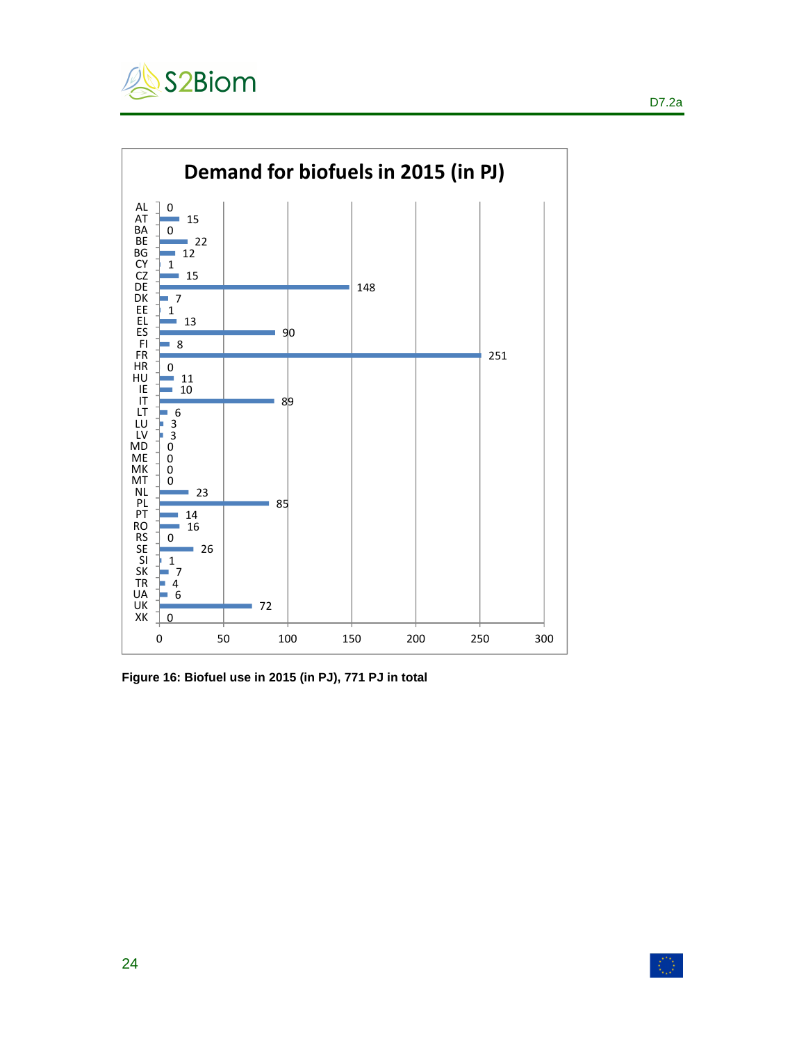**Demand for biofuels in 2015 (in PJ)**

| Country | PJ |
|---|---|
| AL | 0 |
| AT | 15 |
| BA | 0 |
| BE | 22 |
| BG | 12 |
| CY | 1 |
| CZ | 15 |
| DE | 148 |
| DK | 7 |
| EE | 1 |
| EL | 13 |
| ES | 90 |
| FI | 8 |
| FR | 251 |
| HR | 0 |
| HU | 11 |
| IE | 10 |
| IT | 89 |
| LT | 6 |
| LU | 3 |
| LV | 3 |
| MD | 0 |
| ME | 0 |
| MK | 0 |
| MT | 0 |
| NL | 23 |
| PL | 85 |
| PT | 14 |
| RO | 16 |
| RS | 0 |
| SE | 26 |
| SI | 1 |
| SK | 7 |
| TR | 4 |
| UA | 6 |
| UK | 72 |
| XK | 0 |

**Figure 16: Biofuel use in 2015 (in PJ), 771 PJ in total**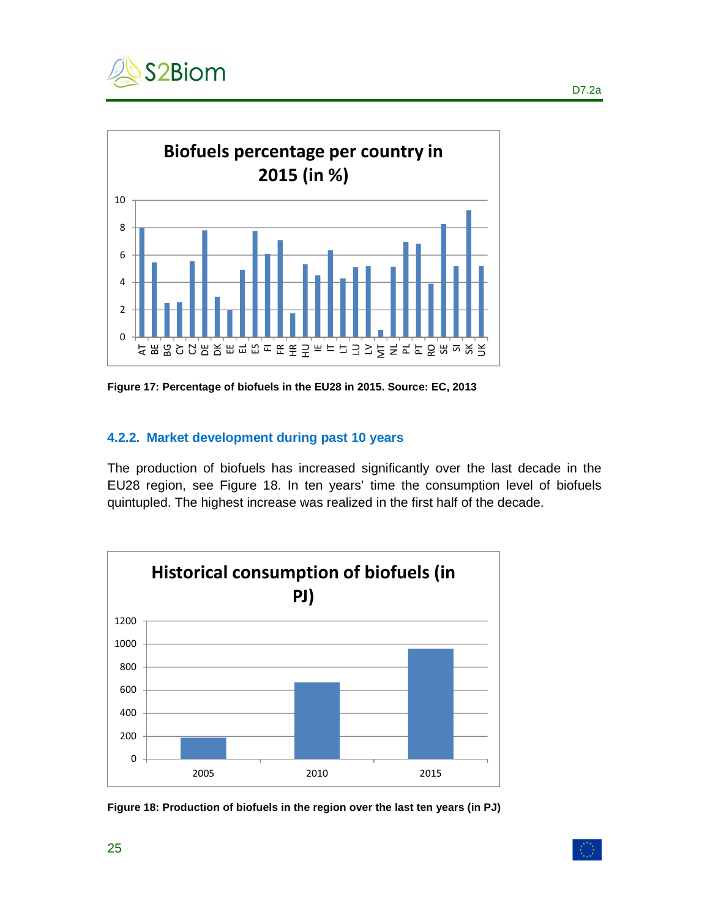Figure 17: Percentage of biofuels in the EU28 in 2015. Source: EC, 2013

### 4.2.2. Market development during past 10 years

The production of biofuels has increased significantly over the last decade in the EU28 region, see Figure 18. In ten years' time the consumption level of biofuels quintupled. The highest increase was realized in the first half of the decade.

Figure 18: Production of biofuels in the region over the last ten years (in PJ)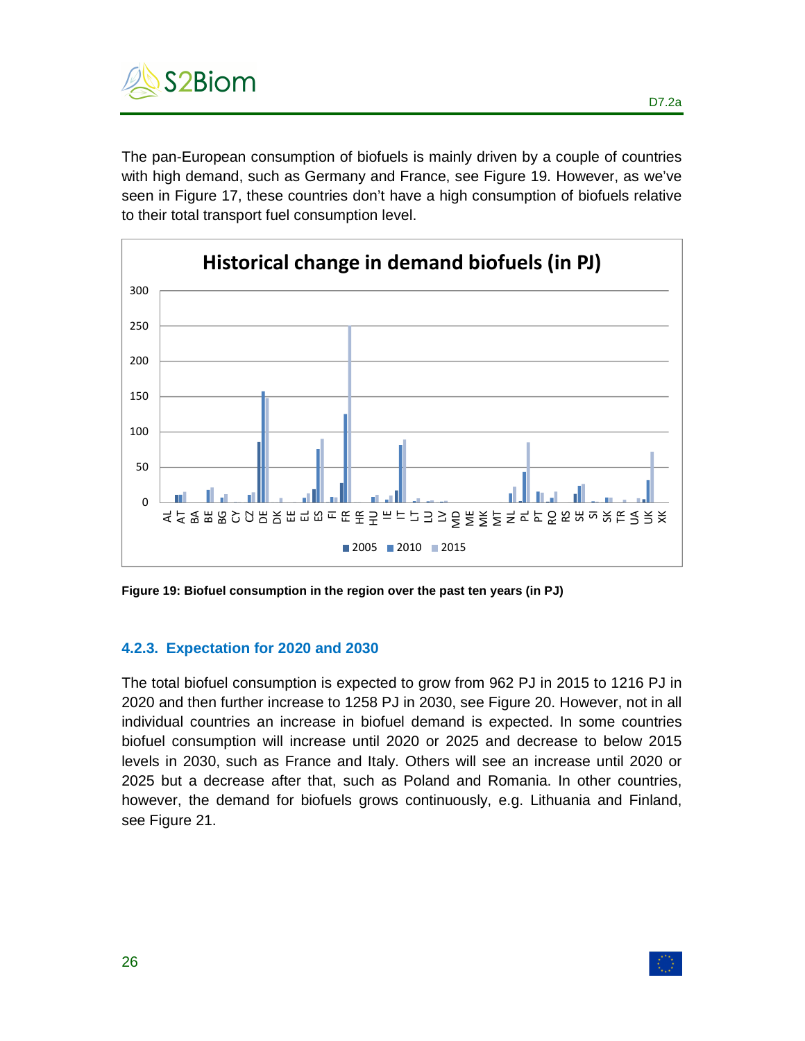The pan-European consumption of biofuels is mainly driven by a couple of countries with high demand, such as Germany and France, see Figure 19. However, as we've seen in Figure 17, these countries don't have a high consumption of biofuels relative to their total transport fuel consumption level.

**Figure 19: Biofuel consumption in the region over the past ten years (in PJ)**

### 4.2.3. Expectation for 2020 and 2030

The total biofuel consumption is expected to grow from 962 PJ in 2015 to 1216 PJ in 2020 and then further increase to 1258 PJ in 2030, see Figure 20. However, not in all individual countries an increase in biofuel demand is expected. In some countries biofuel consumption will increase until 2020 or 2025 and decrease to below 2015 levels in 2030, such as France and Italy. Others will see an increase until 2020 or 2025 but a decrease after that, such as Poland and Romania. In other countries, however, the demand for biofuels grows continuously, e.g. Lithuania and Finland, see Figure 21.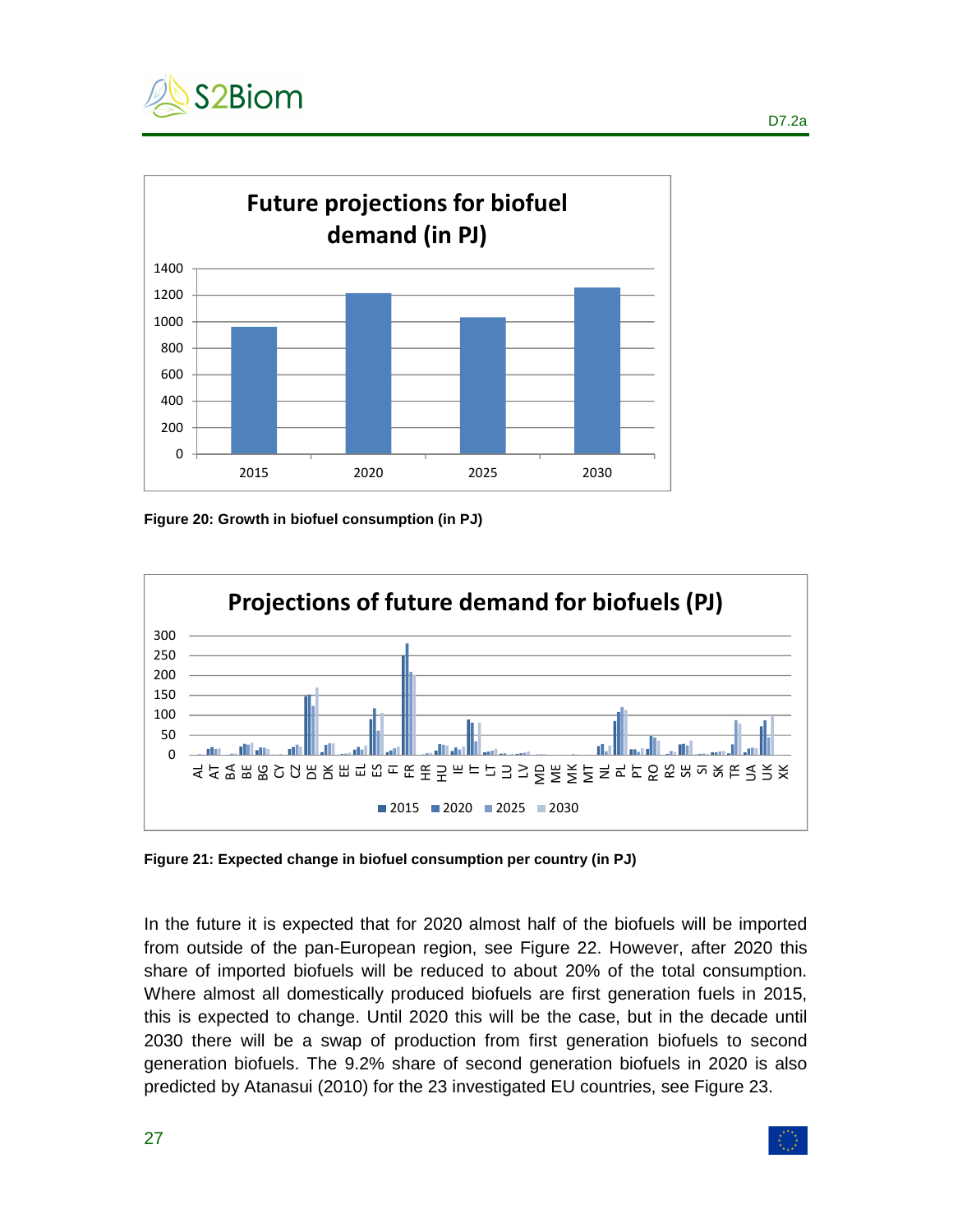Future projections for biofuel demand (in PJ)

Figure 20: Growth in biofuel consumption (in PJ)

Projections of future demand for biofuels (PJ)

Figure 21: Expected change in biofuel consumption per country (in PJ)

In the future it is expected that for 2020 almost half of the biofuels will be imported from outside of the pan-European region, see Figure 22. However, after 2020 this share of imported biofuels will be reduced to about 20% of the total consumption. Where almost all domestically produced biofuels are first generation fuels in 2015, this is expected to change. Until 2020 this will be the case, but in the decade until 2030 there will be a swap of production from first generation biofuels to second generation biofuels. The 9.2% share of second generation biofuels in 2020 is also predicted by Atanasui (2010) for the 23 investigated EU countries, see Figure 23.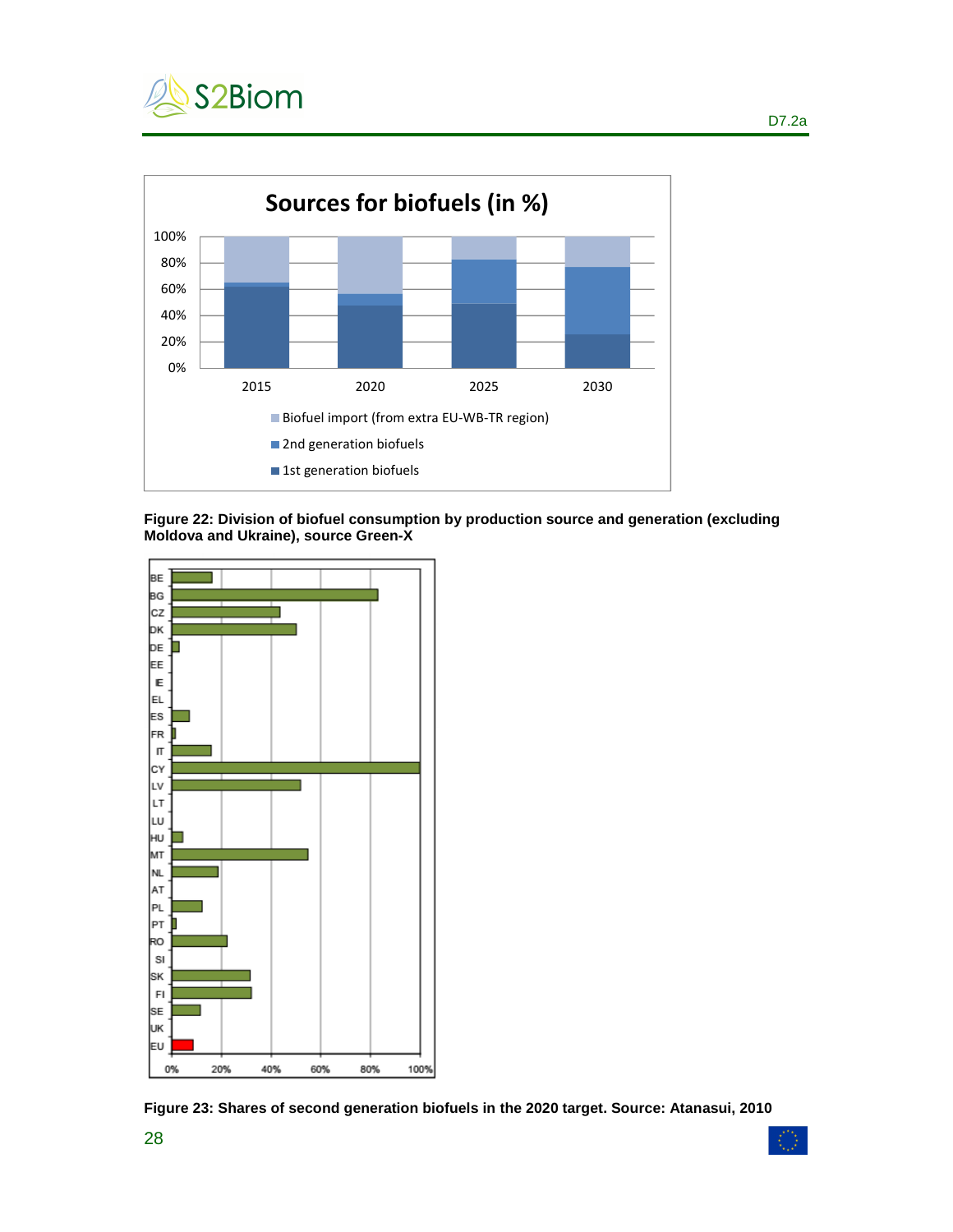**Figure 22: Division of biofuel consumption by production source and generation (excluding Moldova and Ukraine), source Green-X**

**Figure 23: Shares of second generation biofuels in the 2020 target. Source: Atanasui, 2010**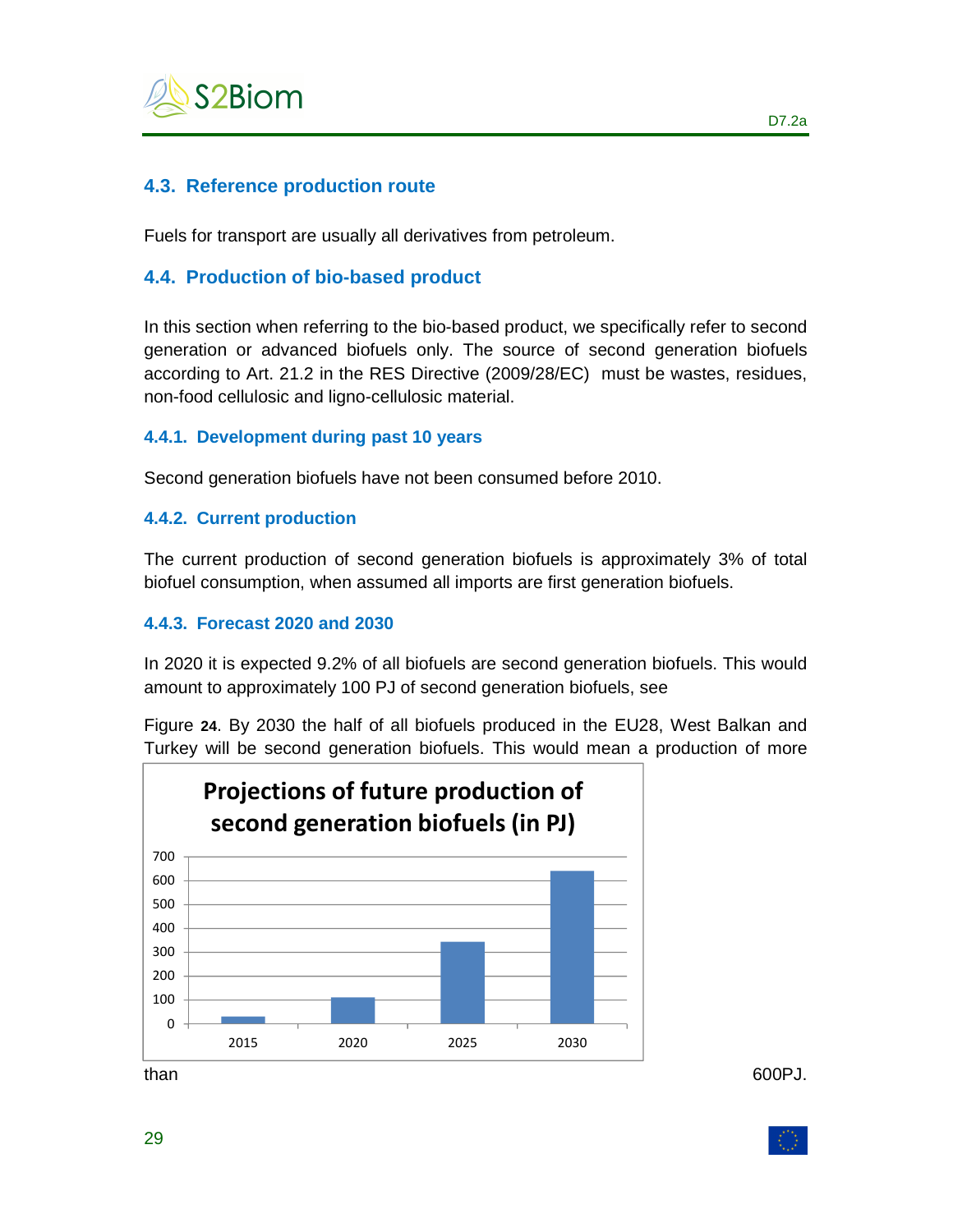## 4.3. Reference production route

Fuels for transport are usually all derivatives from petroleum.

## 4.4. Production of bio-based product

In this section when referring to the bio-based product, we specifically refer to second generation or advanced biofuels only. The source of second generation biofuels according to Art. 21.2 in the RES Directive (2009/28/EC) must be wastes, residues, non-food cellulosic and ligno-cellulosic material.

### 4.4.1. Development during past 10 years

Second generation biofuels have not been consumed before 2010.

### 4.4.2. Current production

The current production of second generation biofuels is approximately 3% of total biofuel consumption, when assumed all imports are first generation biofuels.

### 4.4.3. Forecast 2020 and 2030

In 2020 it is expected 9.2% of all biofuels are second generation biofuels. This would amount to approximately 100 PJ of second generation biofuels, see

Figure **24**. By 2030 the half of all biofuels produced in the EU28, West Balkan and Turkey will be second generation biofuels. This would mean a production of more

**Projections of future production of second generation biofuels (in PJ)**

than 600PJ.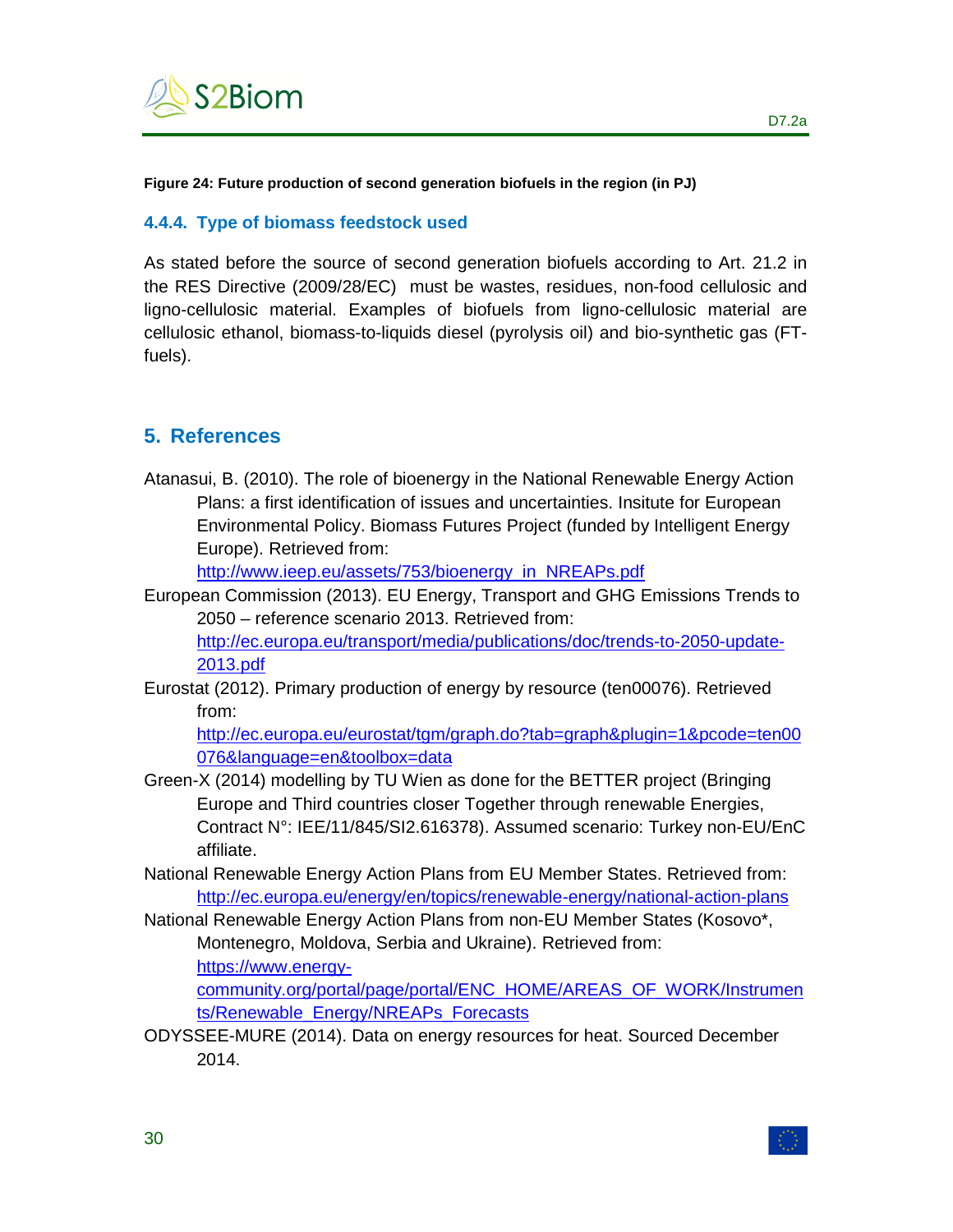**Figure 24: Future production of second generation biofuels in the region (in PJ)**

### 4.4.4. Type of biomass feedstock used

As stated before the source of second generation biofuels according to Art. 21.2 in the RES Directive (2009/28/EC) must be wastes, residues, non-food cellulosic and ligno-cellulosic material. Examples of biofuels from ligno-cellulosic material are cellulosic ethanol, biomass-to-liquids diesel (pyrolysis oil) and bio-synthetic gas (FT-fuels).

## 5. References

Atanasui, B. (2010). The role of bioenergy in the National Renewable Energy Action Plans: a first identification of issues and uncertainties. Insitute for European Environmental Policy. Biomass Futures Project (funded by Intelligent Energy Europe). Retrieved from: http://www.ieep.eu/assets/753/bioenergy_in_NREAPs.pdf

European Commission (2013). EU Energy, Transport and GHG Emissions Trends to 2050 – reference scenario 2013. Retrieved from: http://ec.europa.eu/transport/media/publications/doc/trends-to-2050-update-2013.pdf

Eurostat (2012). Primary production of energy by resource (ten00076). Retrieved from: http://ec.europa.eu/eurostat/tgm/graph.do?tab=graph&plugin=1&pcode=ten00076&language=en&toolbox=data

Green-X (2014) modelling by TU Wien as done for the BETTER project (Bringing Europe and Third countries closer Together through renewable Energies, Contract N°: IEE/11/845/SI2.616378). Assumed scenario: Turkey non-EU/EnC affiliate.

National Renewable Energy Action Plans from EU Member States. Retrieved from: http://ec.europa.eu/energy/en/topics/renewable-energy/national-action-plans

National Renewable Energy Action Plans from non-EU Member States (Kosovo*, Montenegro, Moldova, Serbia and Ukraine). Retrieved from: https://www.energy-community.org/portal/page/portal/ENC_HOME/AREAS_OF_WORK/Instruments/Renewable_Energy/NREAPs_Forecasts

ODYSSEE-MURE (2014). Data on energy resources for heat. Sourced December 2014.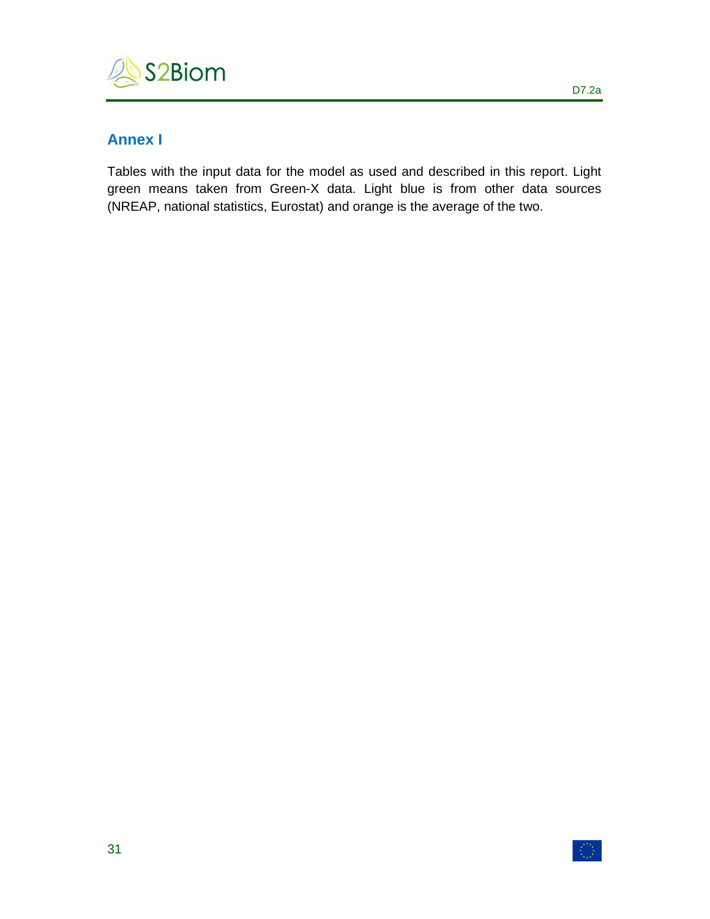## Annex I

Tables with the input data for the model as used and described in this report. Light green means taken from Green-X data. Light blue is from other data sources (NREAP, national statistics, Eurostat) and orange is the average of the two.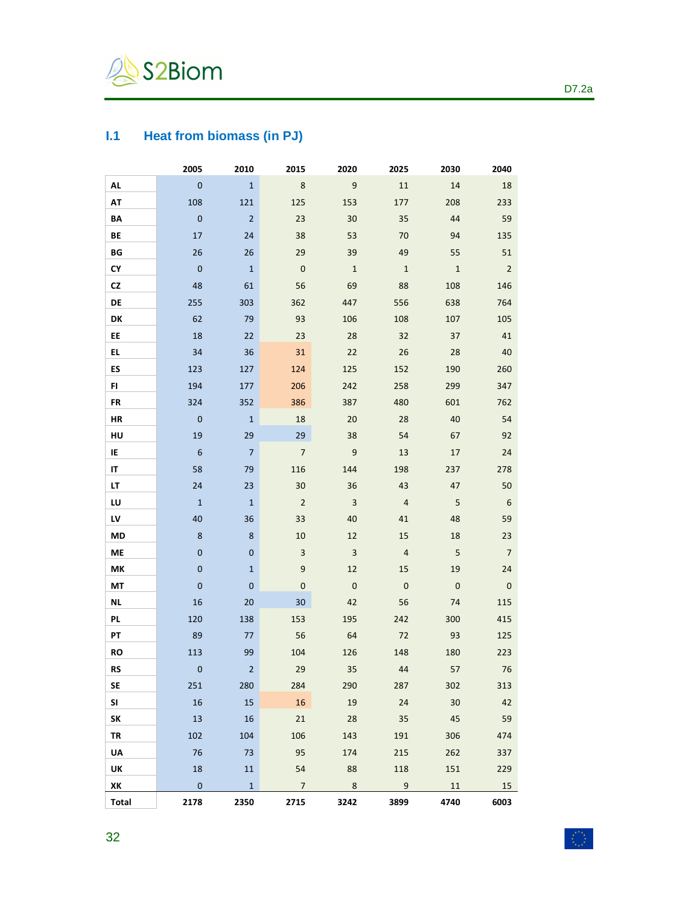## I.1 Heat from biomass (in PJ)

| | 2005 | 2010 | 2015 | 2020 | 2025 | 2030 | 2040 |
|---|---|---|---|---|---|---|---|
| **AL** | 0 | 1 | 8 | 9 | 11 | 14 | 18 |
| **AT** | 108 | 121 | 125 | 153 | 177 | 208 | 233 |
| **BA** | 0 | 2 | 23 | 30 | 35 | 44 | 59 |
| **BE** | 17 | 24 | 38 | 53 | 70 | 94 | 135 |
| **BG** | 26 | 26 | 29 | 39 | 49 | 55 | 51 |
| **CY** | 0 | 1 | 0 | 1 | 1 | 1 | 2 |
| **CZ** | 48 | 61 | 56 | 69 | 88 | 108 | 146 |
| **DE** | 255 | 303 | 362 | 447 | 556 | 638 | 764 |
| **DK** | 62 | 79 | 93 | 106 | 108 | 107 | 105 |
| **EE** | 18 | 22 | 23 | 28 | 32 | 37 | 41 |
| **EL** | 34 | 36 | 31 | 22 | 26 | 28 | 40 |
| **ES** | 123 | 127 | 124 | 125 | 152 | 190 | 260 |
| **FI** | 194 | 177 | 206 | 242 | 258 | 299 | 347 |
| **FR** | 324 | 352 | 386 | 387 | 480 | 601 | 762 |
| **HR** | 0 | 1 | 18 | 20 | 28 | 40 | 54 |
| **HU** | 19 | 29 | 29 | 38 | 54 | 67 | 92 |
| **IE** | 6 | 7 | 7 | 9 | 13 | 17 | 24 |
| **IT** | 58 | 79 | 116 | 144 | 198 | 237 | 278 |
| **LT** | 24 | 23 | 30 | 36 | 43 | 47 | 50 |
| **LU** | 1 | 1 | 2 | 3 | 4 | 5 | 6 |
| **LV** | 40 | 36 | 33 | 40 | 41 | 48 | 59 |
| **MD** | 8 | 8 | 10 | 12 | 15 | 18 | 23 |
| **ME** | 0 | 0 | 3 | 3 | 4 | 5 | 7 |
| **MK** | 0 | 1 | 9 | 12 | 15 | 19 | 24 |
| **MT** | 0 | 0 | 0 | 0 | 0 | 0 | 0 |
| **NL** | 16 | 20 | 30 | 42 | 56 | 74 | 115 |
| **PL** | 120 | 138 | 153 | 195 | 242 | 300 | 415 |
| **PT** | 89 | 77 | 56 | 64 | 72 | 93 | 125 |
| **RO** | 113 | 99 | 104 | 126 | 148 | 180 | 223 |
| **RS** | 0 | 2 | 29 | 35 | 44 | 57 | 76 |
| **SE** | 251 | 280 | 284 | 290 | 287 | 302 | 313 |
| **SI** | 16 | 15 | 16 | 19 | 24 | 30 | 42 |
| **SK** | 13 | 16 | 21 | 28 | 35 | 45 | 59 |
| **TR** | 102 | 104 | 106 | 143 | 191 | 306 | 474 |
| **UA** | 76 | 73 | 95 | 174 | 215 | 262 | 337 |
| **UK** | 18 | 11 | 54 | 88 | 118 | 151 | 229 |
| **XK** | 0 | 1 | 7 | 8 | 9 | 11 | 15 |
| **Total** | **2178** | **2350** | **2715** | **3242** | **3899** | **4740** | **6003** |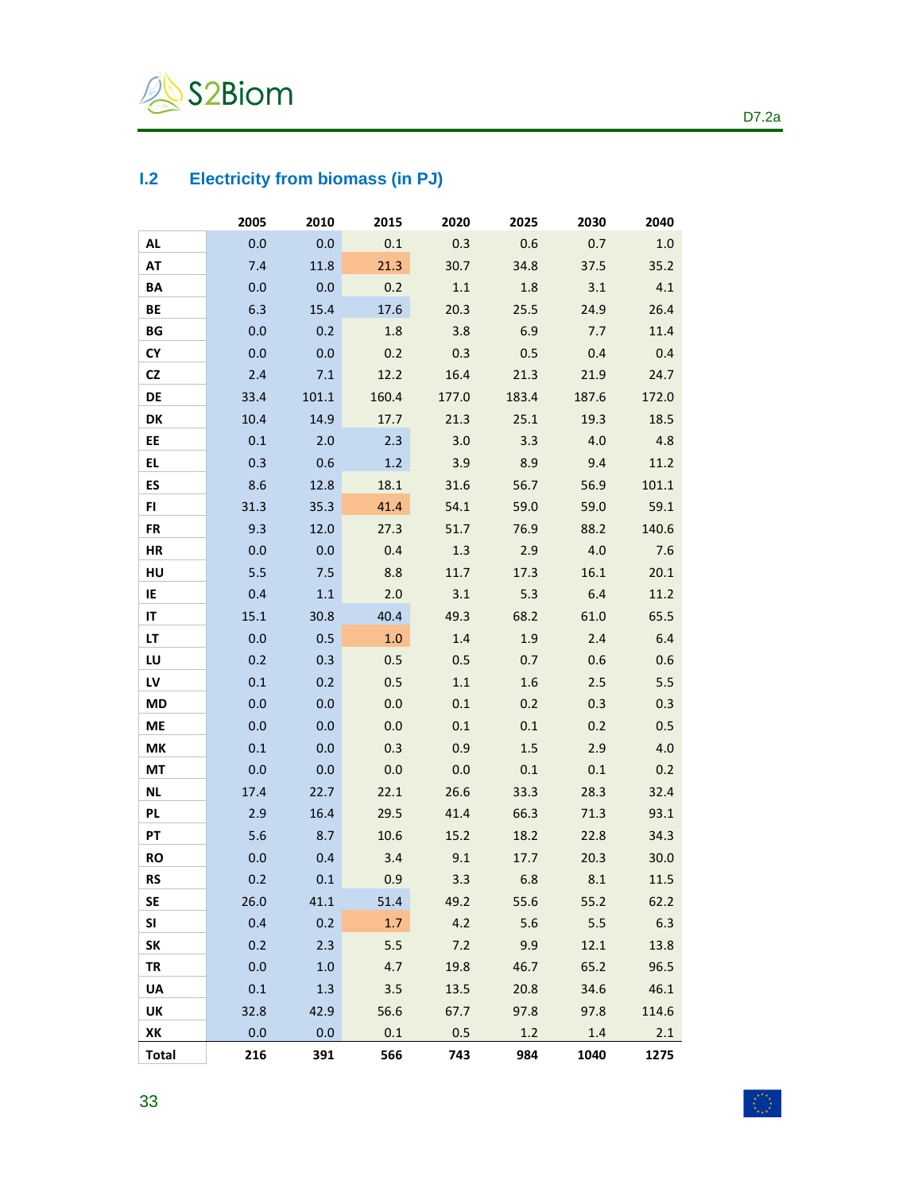## I.2 Electricity from biomass (in PJ)

| | 2005 | 2010 | 2015 | 2020 | 2025 | 2030 | 2040 |
|---|---|---|---|---|---|---|---|
| AL | 0.0 | 0.0 | 0.1 | 0.3 | 0.6 | 0.7 | 1.0 |
| AT | 7.4 | 11.8 | 21.3 | 30.7 | 34.8 | 37.5 | 35.2 |
| BA | 0.0 | 0.0 | 0.2 | 1.1 | 1.8 | 3.1 | 4.1 |
| BE | 6.3 | 15.4 | 17.6 | 20.3 | 25.5 | 24.9 | 26.4 |
| BG | 0.0 | 0.2 | 1.8 | 3.8 | 6.9 | 7.7 | 11.4 |
| CY | 0.0 | 0.0 | 0.2 | 0.3 | 0.5 | 0.4 | 0.4 |
| CZ | 2.4 | 7.1 | 12.2 | 16.4 | 21.3 | 21.9 | 24.7 |
| DE | 33.4 | 101.1 | 160.4 | 177.0 | 183.4 | 187.6 | 172.0 |
| DK | 10.4 | 14.9 | 17.7 | 21.3 | 25.1 | 19.3 | 18.5 |
| EE | 0.1 | 2.0 | 2.3 | 3.0 | 3.3 | 4.0 | 4.8 |
| EL | 0.3 | 0.6 | 1.2 | 3.9 | 8.9 | 9.4 | 11.2 |
| ES | 8.6 | 12.8 | 18.1 | 31.6 | 56.7 | 56.9 | 101.1 |
| FI | 31.3 | 35.3 | 41.4 | 54.1 | 59.0 | 59.0 | 59.1 |
| FR | 9.3 | 12.0 | 27.3 | 51.7 | 76.9 | 88.2 | 140.6 |
| HR | 0.0 | 0.0 | 0.4 | 1.3 | 2.9 | 4.0 | 7.6 |
| HU | 5.5 | 7.5 | 8.8 | 11.7 | 17.3 | 16.1 | 20.1 |
| IE | 0.4 | 1.1 | 2.0 | 3.1 | 5.3 | 6.4 | 11.2 |
| IT | 15.1 | 30.8 | 40.4 | 49.3 | 68.2 | 61.0 | 65.5 |
| LT | 0.0 | 0.5 | 1.0 | 1.4 | 1.9 | 2.4 | 6.4 |
| LU | 0.2 | 0.3 | 0.5 | 0.5 | 0.7 | 0.6 | 0.6 |
| LV | 0.1 | 0.2 | 0.5 | 1.1 | 1.6 | 2.5 | 5.5 |
| MD | 0.0 | 0.0 | 0.0 | 0.1 | 0.2 | 0.3 | 0.3 |
| ME | 0.0 | 0.0 | 0.0 | 0.1 | 0.1 | 0.2 | 0.5 |
| MK | 0.1 | 0.0 | 0.3 | 0.9 | 1.5 | 2.9 | 4.0 |
| MT | 0.0 | 0.0 | 0.0 | 0.0 | 0.1 | 0.1 | 0.2 |
| NL | 17.4 | 22.7 | 22.1 | 26.6 | 33.3 | 28.3 | 32.4 |
| PL | 2.9 | 16.4 | 29.5 | 41.4 | 66.3 | 71.3 | 93.1 |
| PT | 5.6 | 8.7 | 10.6 | 15.2 | 18.2 | 22.8 | 34.3 |
| RO | 0.0 | 0.4 | 3.4 | 9.1 | 17.7 | 20.3 | 30.0 |
| RS | 0.2 | 0.1 | 0.9 | 3.3 | 6.8 | 8.1 | 11.5 |
| SE | 26.0 | 41.1 | 51.4 | 49.2 | 55.6 | 55.2 | 62.2 |
| SI | 0.4 | 0.2 | 1.7 | 4.2 | 5.6 | 5.5 | 6.3 |
| SK | 0.2 | 2.3 | 5.5 | 7.2 | 9.9 | 12.1 | 13.8 |
| TR | 0.0 | 1.0 | 4.7 | 19.8 | 46.7 | 65.2 | 96.5 |
| UA | 0.1 | 1.3 | 3.5 | 13.5 | 20.8 | 34.6 | 46.1 |
| UK | 32.8 | 42.9 | 56.6 | 67.7 | 97.8 | 97.8 | 114.6 |
| XK | 0.0 | 0.0 | 0.1 | 0.5 | 1.2 | 1.4 | 2.1 |
| **Total** | **216** | **391** | **566** | **743** | **984** | **1040** | **1275** |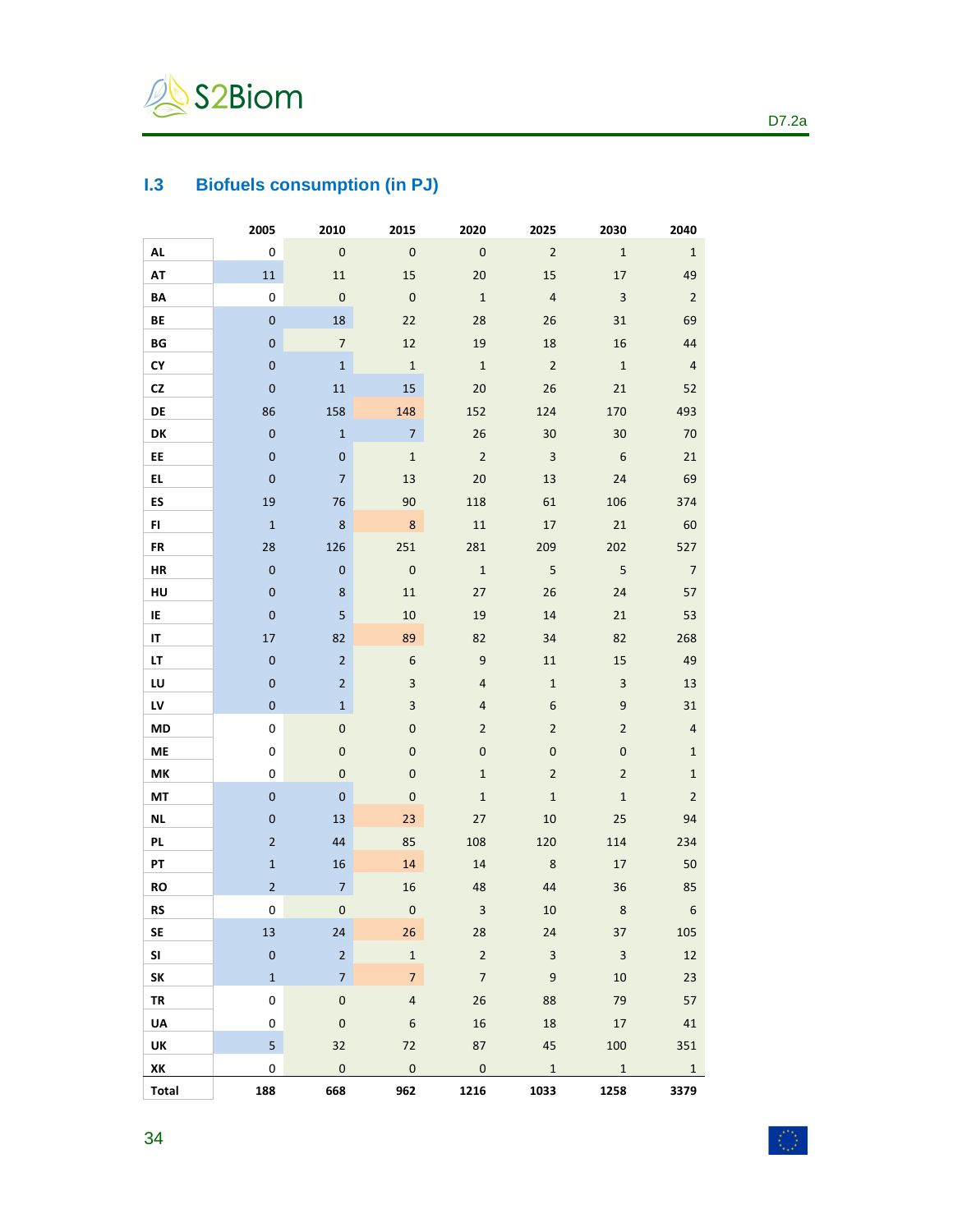## I.3 Biofuels consumption (in PJ)

| | 2005 | 2010 | 2015 | 2020 | 2025 | 2030 | 2040 |
|---|---|---|---|---|---|---|---|
| AL | 0 | 0 | 0 | 0 | 2 | 1 | 1 |
| AT | 11 | 11 | 15 | 20 | 15 | 17 | 49 |
| BA | 0 | 0 | 0 | 1 | 4 | 3 | 2 |
| BE | 0 | 18 | 22 | 28 | 26 | 31 | 69 |
| BG | 0 | 7 | 12 | 19 | 18 | 16 | 44 |
| CY | 0 | 1 | 1 | 1 | 2 | 1 | 4 |
| CZ | 0 | 11 | 15 | 20 | 26 | 21 | 52 |
| DE | 86 | 158 | 148 | 152 | 124 | 170 | 493 |
| DK | 0 | 1 | 7 | 26 | 30 | 30 | 70 |
| EE | 0 | 0 | 1 | 2 | 3 | 6 | 21 |
| EL | 0 | 7 | 13 | 20 | 13 | 24 | 69 |
| ES | 19 | 76 | 90 | 118 | 61 | 106 | 374 |
| FI | 1 | 8 | 8 | 11 | 17 | 21 | 60 |
| FR | 28 | 126 | 251 | 281 | 209 | 202 | 527 |
| HR | 0 | 0 | 0 | 1 | 5 | 5 | 7 |
| HU | 0 | 8 | 11 | 27 | 26 | 24 | 57 |
| IE | 0 | 5 | 10 | 19 | 14 | 21 | 53 |
| IT | 17 | 82 | 89 | 82 | 34 | 82 | 268 |
| LT | 0 | 2 | 6 | 9 | 11 | 15 | 49 |
| LU | 0 | 2 | 3 | 4 | 1 | 3 | 13 |
| LV | 0 | 1 | 3 | 4 | 6 | 9 | 31 |
| MD | 0 | 0 | 0 | 2 | 2 | 2 | 4 |
| ME | 0 | 0 | 0 | 0 | 0 | 0 | 1 |
| MK | 0 | 0 | 0 | 1 | 2 | 2 | 1 |
| MT | 0 | 0 | 0 | 1 | 1 | 1 | 2 |
| NL | 0 | 13 | 23 | 27 | 10 | 25 | 94 |
| PL | 2 | 44 | 85 | 108 | 120 | 114 | 234 |
| PT | 1 | 16 | 14 | 14 | 8 | 17 | 50 |
| RO | 2 | 7 | 16 | 48 | 44 | 36 | 85 |
| RS | 0 | 0 | 0 | 3 | 10 | 8 | 6 |
| SE | 13 | 24 | 26 | 28 | 24 | 37 | 105 |
| SI | 0 | 2 | 1 | 2 | 3 | 3 | 12 |
| SK | 1 | 7 | 7 | 7 | 9 | 10 | 23 |
| TR | 0 | 0 | 4 | 26 | 88 | 79 | 57 |
| UA | 0 | 0 | 6 | 16 | 18 | 17 | 41 |
| UK | 5 | 32 | 72 | 87 | 45 | 100 | 351 |
| XK | 0 | 0 | 0 | 0 | 1 | 1 | 1 |
| **Total** | **188** | **668** | **962** | **1216** | **1033** | **1258** | **3379** |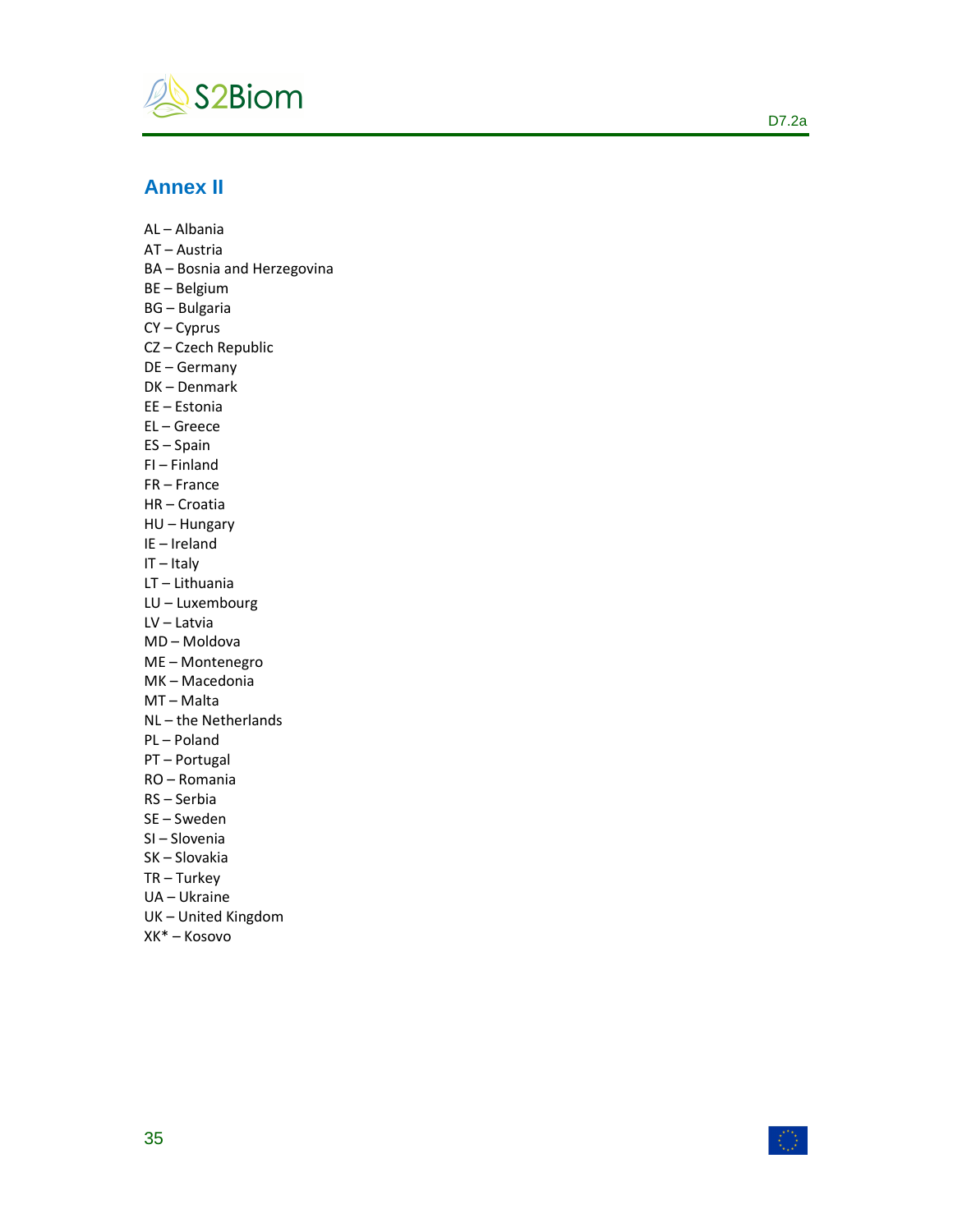## Annex II

AL – Albania
AT – Austria
BA – Bosnia and Herzegovina
BE – Belgium
BG – Bulgaria
CY – Cyprus
CZ – Czech Republic
DE – Germany
DK – Denmark
EE – Estonia
EL – Greece
ES – Spain
FI – Finland
FR – France
HR – Croatia
HU – Hungary
IE – Ireland
IT – Italy
LT – Lithuania
LU – Luxembourg
LV – Latvia
MD – Moldova
ME – Montenegro
MK – Macedonia
MT – Malta
NL – the Netherlands
PL – Poland
PT – Portugal
RO – Romania
RS – Serbia
SE – Sweden
SI – Slovenia
SK – Slovakia
TR – Turkey
UA – Ukraine
UK – United Kingdom
XK* – Kosovo